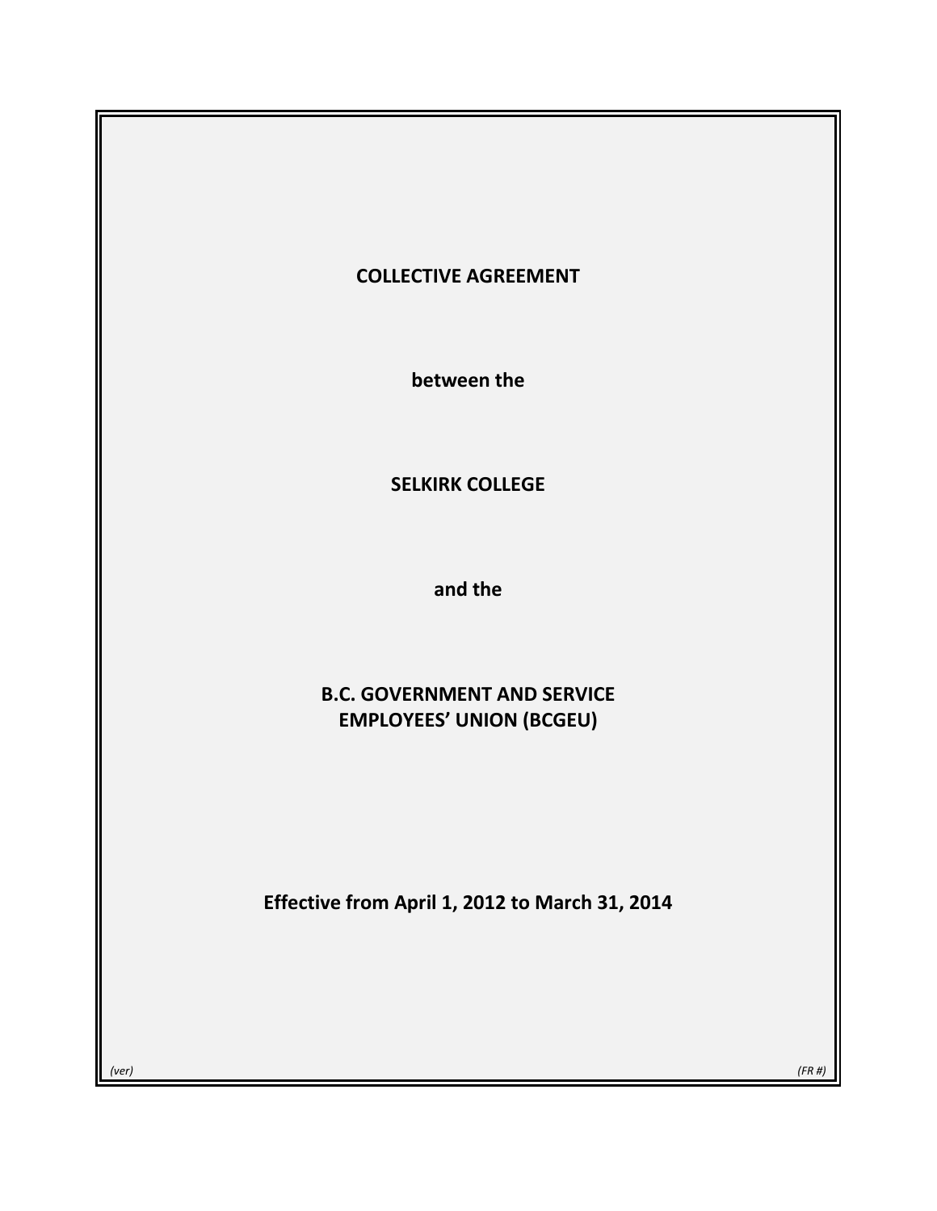**COLLECTIVE AGREEMENT**

**between the**

**SELKIRK COLLEGE**

**and the**

**B.C. GOVERNMENT AND SERVICE EMPLOYEES' UNION (BCGEU)**

**Effective from April 1, 2012 to March 31, 2014**

*(ver)* *(FR #)*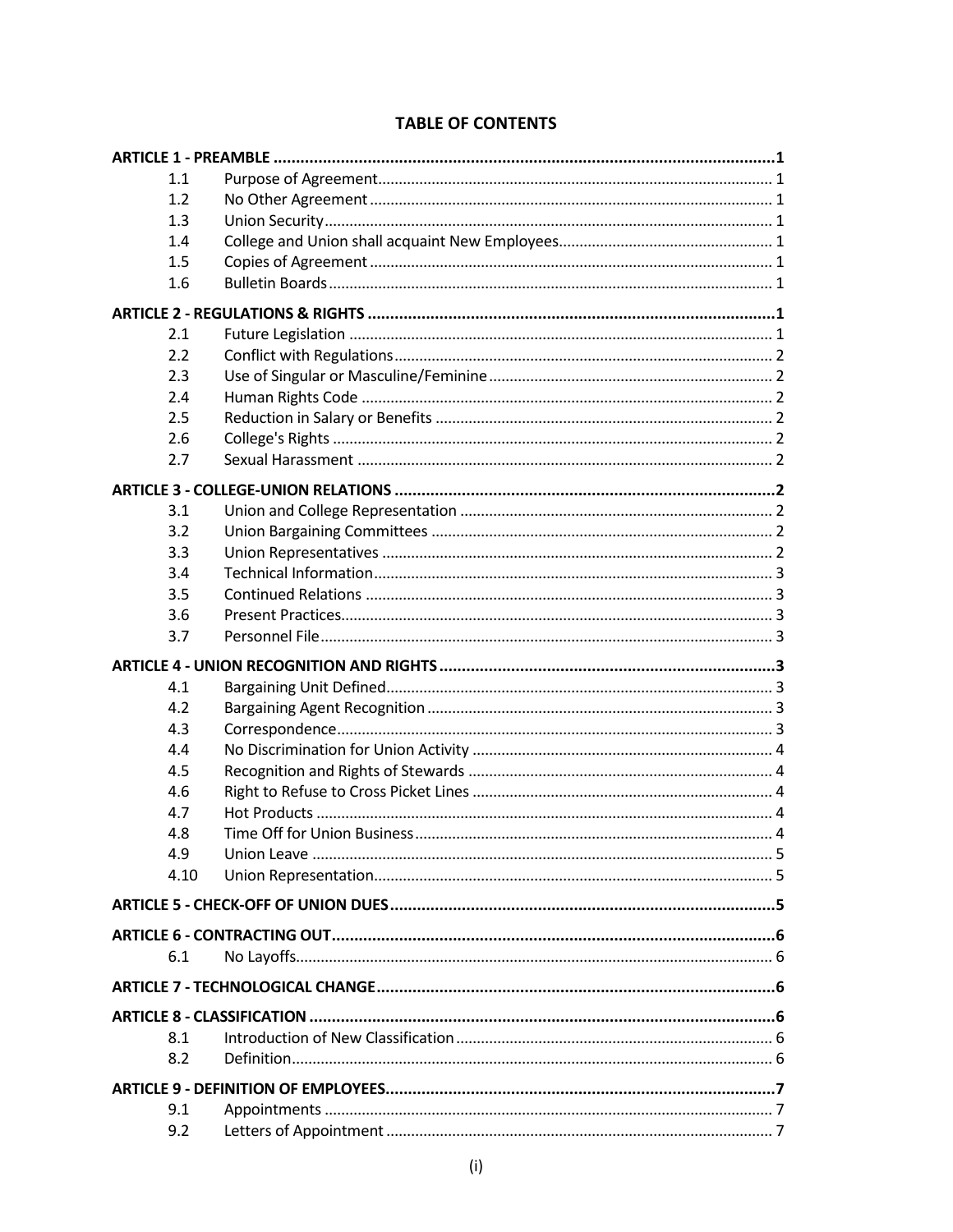# TABLE OF CONTENTS

**ARTICLE 1 - PREAMBLE** .......... **1**

| | | |
|---|---|---|
| 1.1 | Purpose of Agreement | 1 |
| 1.2 | No Other Agreement | 1 |
| 1.3 | Union Security | 1 |
| 1.4 | College and Union shall acquaint New Employees | 1 |
| 1.5 | Copies of Agreement | 1 |
| 1.6 | Bulletin Boards | 1 |

**ARTICLE 2 - REGULATIONS & RIGHTS** .......... **1**

| | | |
|---|---|---|
| 2.1 | Future Legislation | 1 |
| 2.2 | Conflict with Regulations | 2 |
| 2.3 | Use of Singular or Masculine/Feminine | 2 |
| 2.4 | Human Rights Code | 2 |
| 2.5 | Reduction in Salary or Benefits | 2 |
| 2.6 | College's Rights | 2 |
| 2.7 | Sexual Harassment | 2 |

**ARTICLE 3 - COLLEGE-UNION RELATIONS** .......... **2**

| | | |
|---|---|---|
| 3.1 | Union and College Representation | 2 |
| 3.2 | Union Bargaining Committees | 2 |
| 3.3 | Union Representatives | 2 |
| 3.4 | Technical Information | 3 |
| 3.5 | Continued Relations | 3 |
| 3.6 | Present Practices | 3 |
| 3.7 | Personnel File | 3 |

**ARTICLE 4 - UNION RECOGNITION AND RIGHTS** .......... **3**

| | | |
|---|---|---|
| 4.1 | Bargaining Unit Defined | 3 |
| 4.2 | Bargaining Agent Recognition | 3 |
| 4.3 | Correspondence | 3 |
| 4.4 | No Discrimination for Union Activity | 4 |
| 4.5 | Recognition and Rights of Stewards | 4 |
| 4.6 | Right to Refuse to Cross Picket Lines | 4 |
| 4.7 | Hot Products | 4 |
| 4.8 | Time Off for Union Business | 4 |
| 4.9 | Union Leave | 5 |
| 4.10 | Union Representation | 5 |

**ARTICLE 5 - CHECK-OFF OF UNION DUES** .......... **5**

**ARTICLE 6 - CONTRACTING OUT** .......... **6**

| | | |
|---|---|---|
| 6.1 | No Layoffs | 6 |

**ARTICLE 7 - TECHNOLOGICAL CHANGE** .......... **6**

**ARTICLE 8 - CLASSIFICATION** .......... **6**

| | | |
|---|---|---|
| 8.1 | Introduction of New Classification | 6 |
| 8.2 | Definition | 6 |

**ARTICLE 9 - DEFINITION OF EMPLOYEES** .......... **7**

| | | |
|---|---|---|
| 9.1 | Appointments | 7 |
| 9.2 | Letters of Appointment | 7 |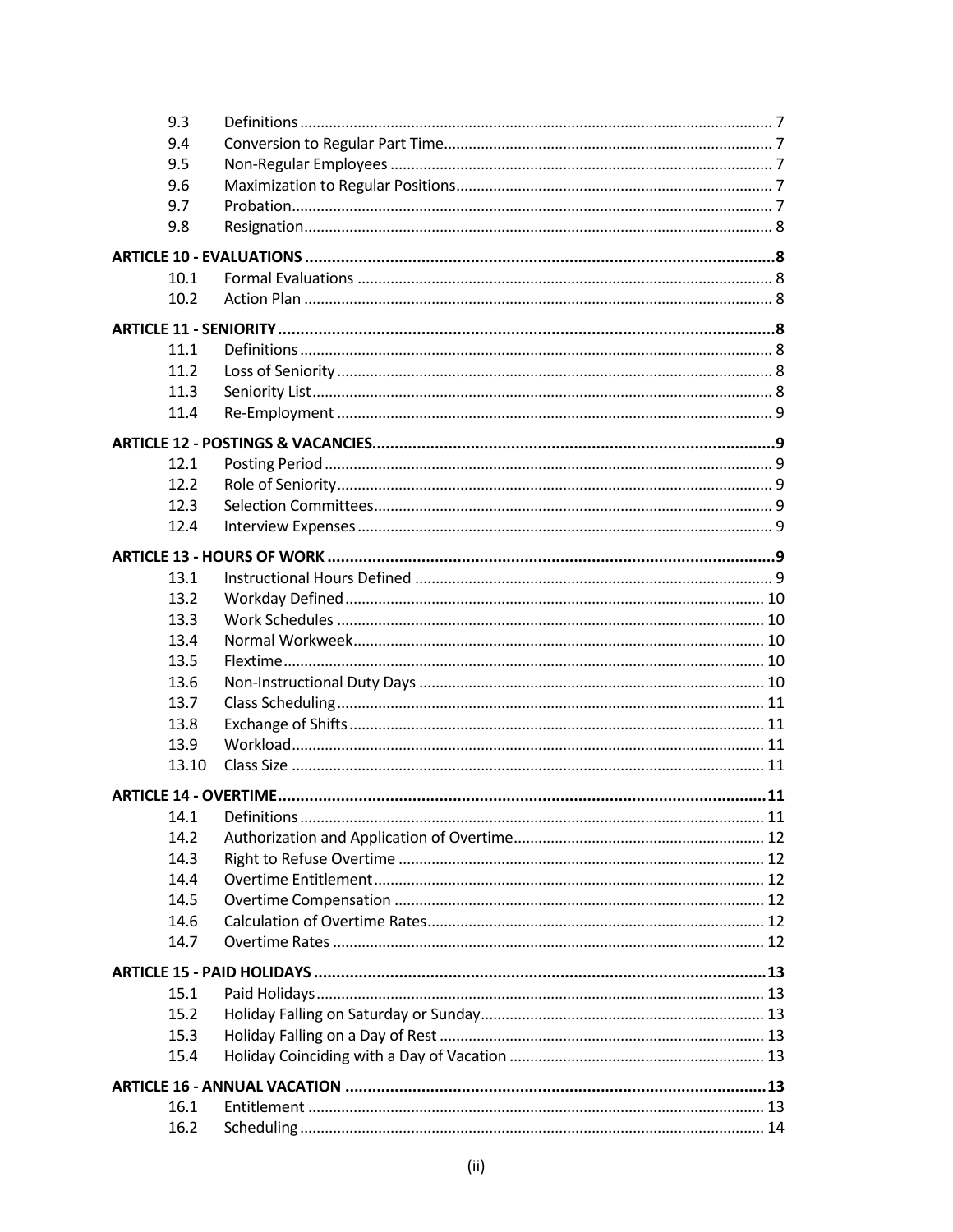| | | |
|---|---|---|
| 9.3 | Definitions | 7 |
| 9.4 | Conversion to Regular Part Time | 7 |
| 9.5 | Non-Regular Employees | 7 |
| 9.6 | Maximization to Regular Positions | 7 |
| 9.7 | Probation | 7 |
| 9.8 | Resignation | 8 |
| **ARTICLE 10 - EVALUATIONS** | | **8** |
| 10.1 | Formal Evaluations | 8 |
| 10.2 | Action Plan | 8 |
| **ARTICLE 11 - SENIORITY** | | **8** |
| 11.1 | Definitions | 8 |
| 11.2 | Loss of Seniority | 8 |
| 11.3 | Seniority List | 8 |
| 11.4 | Re-Employment | 9 |
| **ARTICLE 12 - POSTINGS & VACANCIES** | | **9** |
| 12.1 | Posting Period | 9 |
| 12.2 | Role of Seniority | 9 |
| 12.3 | Selection Committees | 9 |
| 12.4 | Interview Expenses | 9 |
| **ARTICLE 13 - HOURS OF WORK** | | **9** |
| 13.1 | Instructional Hours Defined | 9 |
| 13.2 | Workday Defined | 10 |
| 13.3 | Work Schedules | 10 |
| 13.4 | Normal Workweek | 10 |
| 13.5 | Flextime | 10 |
| 13.6 | Non-Instructional Duty Days | 10 |
| 13.7 | Class Scheduling | 11 |
| 13.8 | Exchange of Shifts | 11 |
| 13.9 | Workload | 11 |
| 13.10 | Class Size | 11 |
| **ARTICLE 14 - OVERTIME** | | **11** |
| 14.1 | Definitions | 11 |
| 14.2 | Authorization and Application of Overtime | 12 |
| 14.3 | Right to Refuse Overtime | 12 |
| 14.4 | Overtime Entitlement | 12 |
| 14.5 | Overtime Compensation | 12 |
| 14.6 | Calculation of Overtime Rates | 12 |
| 14.7 | Overtime Rates | 12 |
| **ARTICLE 15 - PAID HOLIDAYS** | | **13** |
| 15.1 | Paid Holidays | 13 |
| 15.2 | Holiday Falling on Saturday or Sunday | 13 |
| 15.3 | Holiday Falling on a Day of Rest | 13 |
| 15.4 | Holiday Coinciding with a Day of Vacation | 13 |
| **ARTICLE 16 - ANNUAL VACATION** | | **13** |
| 16.1 | Entitlement | 13 |
| 16.2 | Scheduling | 14 |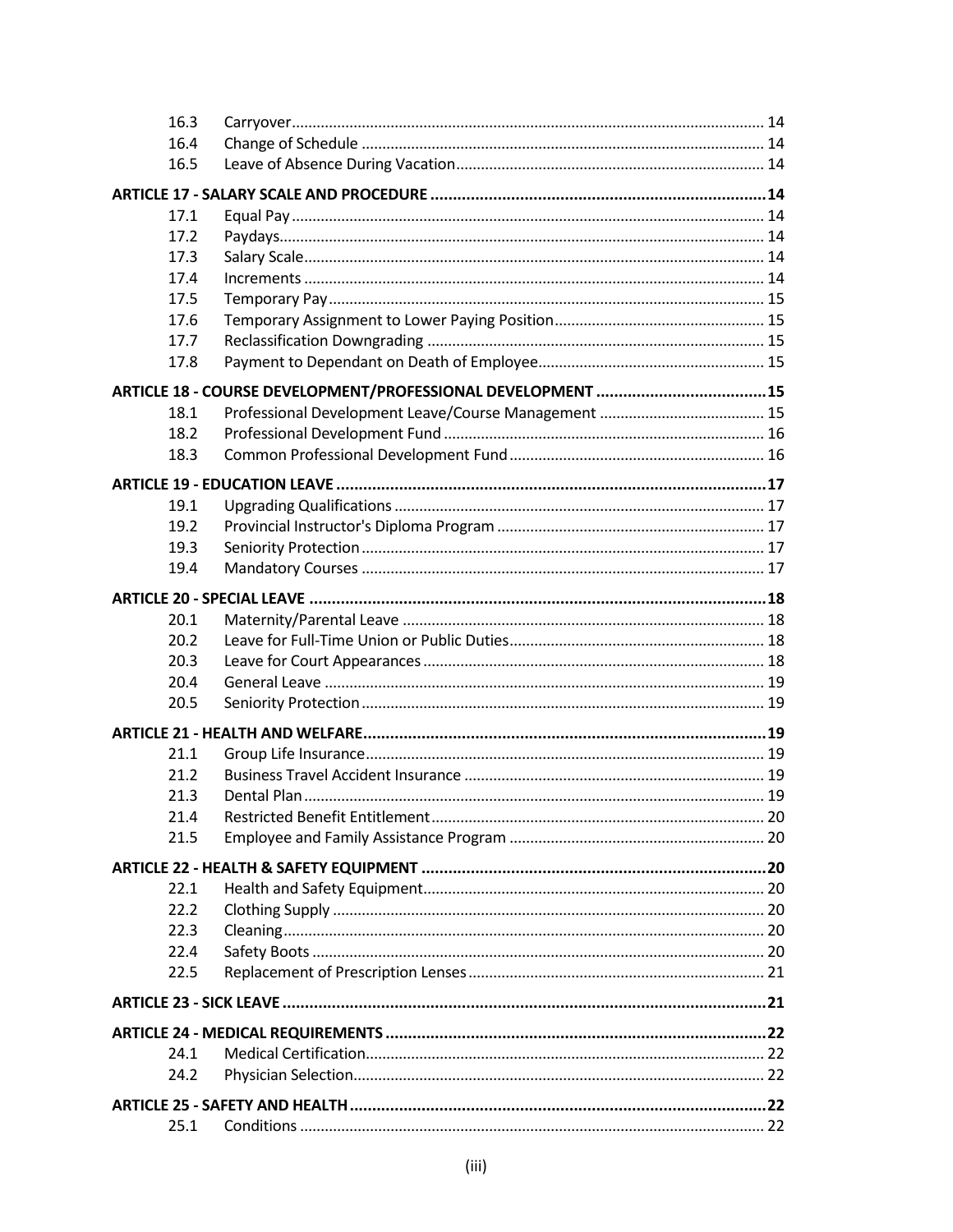| | | |
|---|---|---|
| 16.3 | Carryover | 14 |
| 16.4 | Change of Schedule | 14 |
| 16.5 | Leave of Absence During Vacation | 14 |
| **ARTICLE 17 - SALARY SCALE AND PROCEDURE** | | **14** |
| 17.1 | Equal Pay | 14 |
| 17.2 | Paydays | 14 |
| 17.3 | Salary Scale | 14 |
| 17.4 | Increments | 14 |
| 17.5 | Temporary Pay | 15 |
| 17.6 | Temporary Assignment to Lower Paying Position | 15 |
| 17.7 | Reclassification Downgrading | 15 |
| 17.8 | Payment to Dependant on Death of Employee | 15 |
| **ARTICLE 18 - COURSE DEVELOPMENT/PROFESSIONAL DEVELOPMENT** | | **15** |
| 18.1 | Professional Development Leave/Course Management | 15 |
| 18.2 | Professional Development Fund | 16 |
| 18.3 | Common Professional Development Fund | 16 |
| **ARTICLE 19 - EDUCATION LEAVE** | | **17** |
| 19.1 | Upgrading Qualifications | 17 |
| 19.2 | Provincial Instructor's Diploma Program | 17 |
| 19.3 | Seniority Protection | 17 |
| 19.4 | Mandatory Courses | 17 |
| **ARTICLE 20 - SPECIAL LEAVE** | | **18** |
| 20.1 | Maternity/Parental Leave | 18 |
| 20.2 | Leave for Full-Time Union or Public Duties | 18 |
| 20.3 | Leave for Court Appearances | 18 |
| 20.4 | General Leave | 19 |
| 20.5 | Seniority Protection | 19 |
| **ARTICLE 21 - HEALTH AND WELFARE** | | **19** |
| 21.1 | Group Life Insurance | 19 |
| 21.2 | Business Travel Accident Insurance | 19 |
| 21.3 | Dental Plan | 19 |
| 21.4 | Restricted Benefit Entitlement | 20 |
| 21.5 | Employee and Family Assistance Program | 20 |
| **ARTICLE 22 - HEALTH & SAFETY EQUIPMENT** | | **20** |
| 22.1 | Health and Safety Equipment | 20 |
| 22.2 | Clothing Supply | 20 |
| 22.3 | Cleaning | 20 |
| 22.4 | Safety Boots | 20 |
| 22.5 | Replacement of Prescription Lenses | 21 |
| **ARTICLE 23 - SICK LEAVE** | | **21** |
| **ARTICLE 24 - MEDICAL REQUIREMENTS** | | **22** |
| 24.1 | Medical Certification | 22 |
| 24.2 | Physician Selection | 22 |
| **ARTICLE 25 - SAFETY AND HEALTH** | | **22** |
| 25.1 | Conditions | 22 |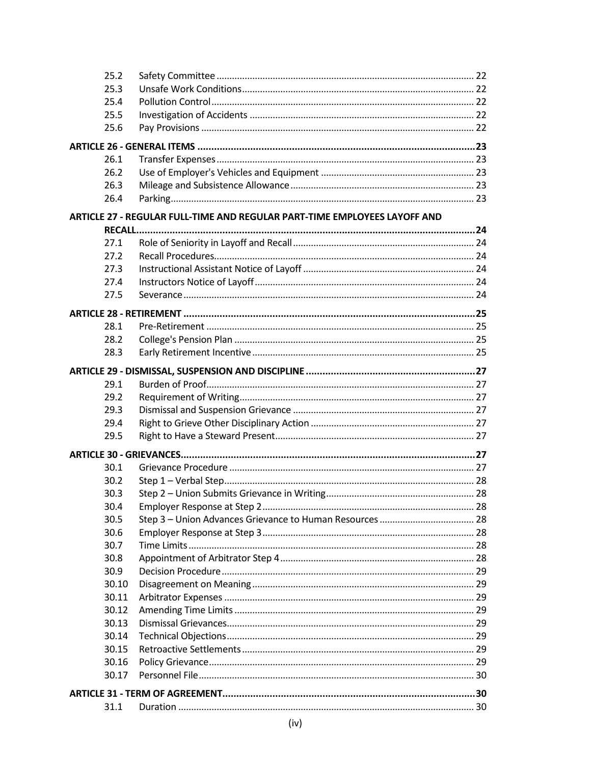| | | |
|---|---|---|
| 25.2 | Safety Committee | 22 |
| 25.3 | Unsafe Work Conditions | 22 |
| 25.4 | Pollution Control | 22 |
| 25.5 | Investigation of Accidents | 22 |
| 25.6 | Pay Provisions | 22 |
| **ARTICLE 26 - GENERAL ITEMS** | | **23** |
| 26.1 | Transfer Expenses | 23 |
| 26.2 | Use of Employer's Vehicles and Equipment | 23 |
| 26.3 | Mileage and Subsistence Allowance | 23 |
| 26.4 | Parking | 23 |
| **ARTICLE 27 - REGULAR FULL-TIME AND REGULAR PART-TIME EMPLOYEES LAYOFF AND RECALL** | | **24** |
| 27.1 | Role of Seniority in Layoff and Recall | 24 |
| 27.2 | Recall Procedures | 24 |
| 27.3 | Instructional Assistant Notice of Layoff | 24 |
| 27.4 | Instructors Notice of Layoff | 24 |
| 27.5 | Severance | 24 |
| **ARTICLE 28 - RETIREMENT** | | **25** |
| 28.1 | Pre-Retirement | 25 |
| 28.2 | College's Pension Plan | 25 |
| 28.3 | Early Retirement Incentive | 25 |
| **ARTICLE 29 - DISMISSAL, SUSPENSION AND DISCIPLINE** | | **27** |
| 29.1 | Burden of Proof | 27 |
| 29.2 | Requirement of Writing | 27 |
| 29.3 | Dismissal and Suspension Grievance | 27 |
| 29.4 | Right to Grieve Other Disciplinary Action | 27 |
| 29.5 | Right to Have a Steward Present | 27 |
| **ARTICLE 30 - GRIEVANCES** | | **27** |
| 30.1 | Grievance Procedure | 27 |
| 30.2 | Step 1 – Verbal Step | 28 |
| 30.3 | Step 2 – Union Submits Grievance in Writing | 28 |
| 30.4 | Employer Response at Step 2 | 28 |
| 30.5 | Step 3 – Union Advances Grievance to Human Resources | 28 |
| 30.6 | Employer Response at Step 3 | 28 |
| 30.7 | Time Limits | 28 |
| 30.8 | Appointment of Arbitrator Step 4 | 28 |
| 30.9 | Decision Procedure | 29 |
| 30.10 | Disagreement on Meaning | 29 |
| 30.11 | Arbitrator Expenses | 29 |
| 30.12 | Amending Time Limits | 29 |
| 30.13 | Dismissal Grievances | 29 |
| 30.14 | Technical Objections | 29 |
| 30.15 | Retroactive Settlements | 29 |
| 30.16 | Policy Grievance | 29 |
| 30.17 | Personnel File | 30 |
| **ARTICLE 31 - TERM OF AGREEMENT** | | **30** |
| 31.1 | Duration | 30 |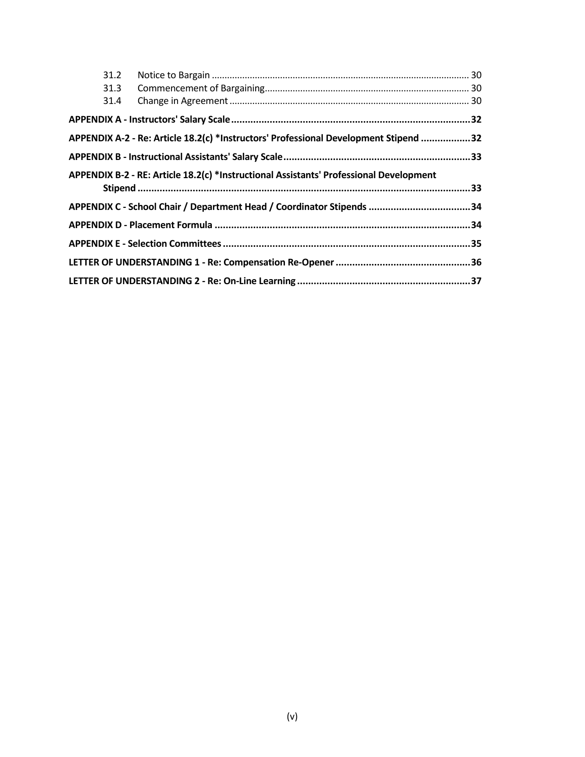31.2 Notice to Bargain ..... 30
31.3 Commencement of Bargaining..... 30
31.4 Change in Agreement ..... 30

**APPENDIX A - Instructors' Salary Scale ..... 32**

**APPENDIX A-2 - Re: Article 18.2(c) *Instructors' Professional Development Stipend ..... 32**

**APPENDIX B - Instructional Assistants' Salary Scale ..... 33**

**APPENDIX B-2 - RE: Article 18.2(c) *Instructional Assistants' Professional Development Stipend ..... 33**

**APPENDIX C - School Chair / Department Head / Coordinator Stipends ..... 34**

**APPENDIX D - Placement Formula ..... 34**

**APPENDIX E - Selection Committees ..... 35**

**LETTER OF UNDERSTANDING 1 - Re: Compensation Re-Opener ..... 36**

**LETTER OF UNDERSTANDING 2 - Re: On-Line Learning ..... 37**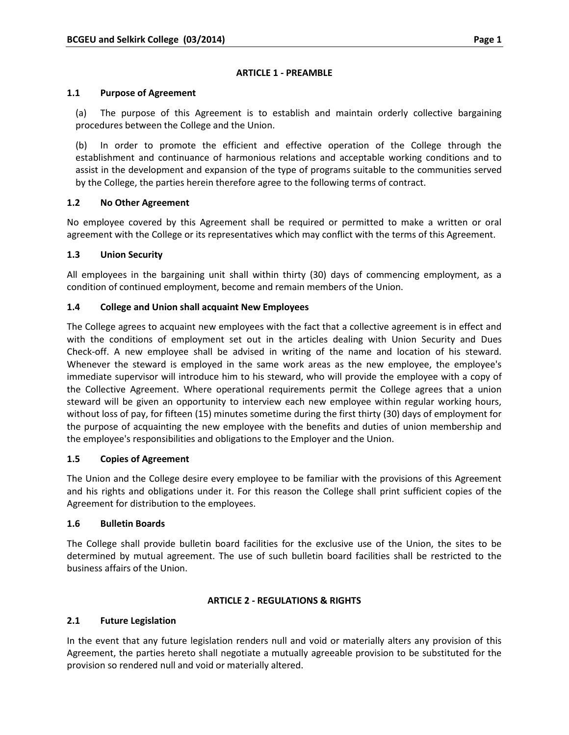## ARTICLE 1 - PREAMBLE

### 1.1 Purpose of Agreement

(a) The purpose of this Agreement is to establish and maintain orderly collective bargaining procedures between the College and the Union.

(b) In order to promote the efficient and effective operation of the College through the establishment and continuance of harmonious relations and acceptable working conditions and to assist in the development and expansion of the type of programs suitable to the communities served by the College, the parties herein therefore agree to the following terms of contract.

### 1.2 No Other Agreement

No employee covered by this Agreement shall be required or permitted to make a written or oral agreement with the College or its representatives which may conflict with the terms of this Agreement.

### 1.3 Union Security

All employees in the bargaining unit shall within thirty (30) days of commencing employment, as a condition of continued employment, become and remain members of the Union.

### 1.4 College and Union shall acquaint New Employees

The College agrees to acquaint new employees with the fact that a collective agreement is in effect and with the conditions of employment set out in the articles dealing with Union Security and Dues Check-off. A new employee shall be advised in writing of the name and location of his steward. Whenever the steward is employed in the same work areas as the new employee, the employee's immediate supervisor will introduce him to his steward, who will provide the employee with a copy of the Collective Agreement. Where operational requirements permit the College agrees that a union steward will be given an opportunity to interview each new employee within regular working hours, without loss of pay, for fifteen (15) minutes sometime during the first thirty (30) days of employment for the purpose of acquainting the new employee with the benefits and duties of union membership and the employee's responsibilities and obligations to the Employer and the Union.

### 1.5 Copies of Agreement

The Union and the College desire every employee to be familiar with the provisions of this Agreement and his rights and obligations under it. For this reason the College shall print sufficient copies of the Agreement for distribution to the employees.

### 1.6 Bulletin Boards

The College shall provide bulletin board facilities for the exclusive use of the Union, the sites to be determined by mutual agreement. The use of such bulletin board facilities shall be restricted to the business affairs of the Union.

## ARTICLE 2 - REGULATIONS & RIGHTS

### 2.1 Future Legislation

In the event that any future legislation renders null and void or materially alters any provision of this Agreement, the parties hereto shall negotiate a mutually agreeable provision to be substituted for the provision so rendered null and void or materially altered.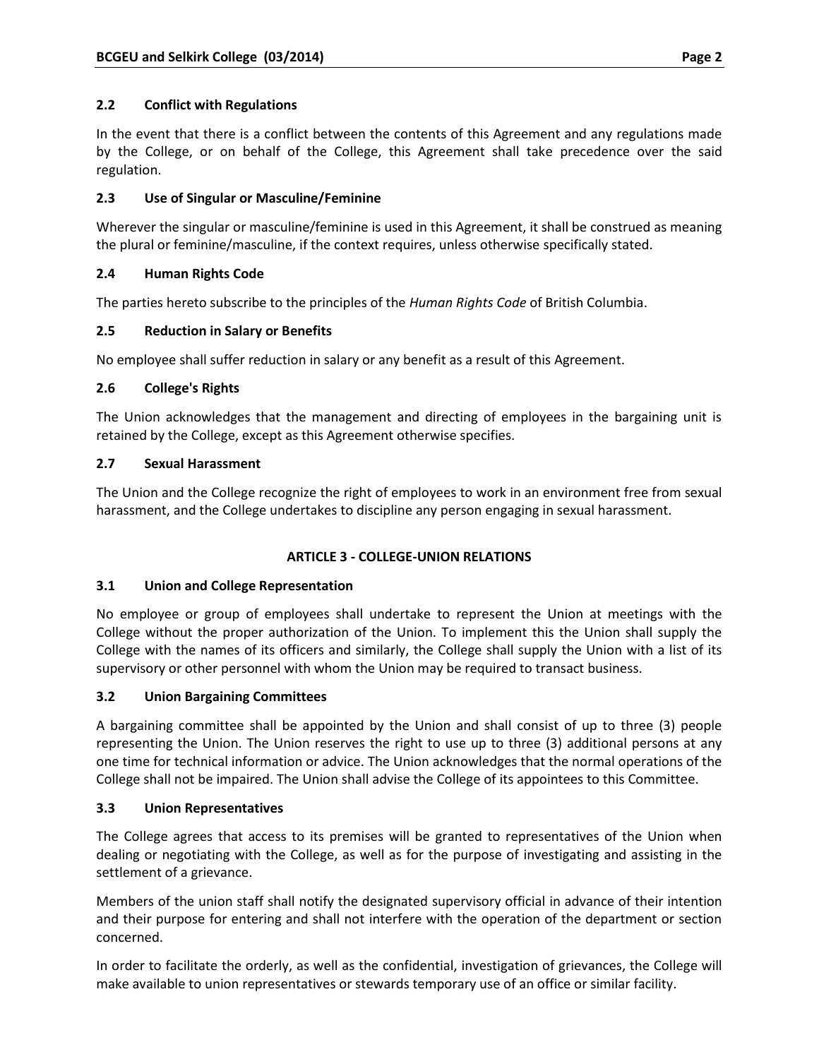### 2.2 Conflict with Regulations

In the event that there is a conflict between the contents of this Agreement and any regulations made by the College, or on behalf of the College, this Agreement shall take precedence over the said regulation.

### 2.3 Use of Singular or Masculine/Feminine

Wherever the singular or masculine/feminine is used in this Agreement, it shall be construed as meaning the plural or feminine/masculine, if the context requires, unless otherwise specifically stated.

### 2.4 Human Rights Code

The parties hereto subscribe to the principles of the *Human Rights Code* of British Columbia.

### 2.5 Reduction in Salary or Benefits

No employee shall suffer reduction in salary or any benefit as a result of this Agreement.

### 2.6 College's Rights

The Union acknowledges that the management and directing of employees in the bargaining unit is retained by the College, except as this Agreement otherwise specifies.

### 2.7 Sexual Harassment

The Union and the College recognize the right of employees to work in an environment free from sexual harassment, and the College undertakes to discipline any person engaging in sexual harassment.

## ARTICLE 3 - COLLEGE-UNION RELATIONS

### 3.1 Union and College Representation

No employee or group of employees shall undertake to represent the Union at meetings with the College without the proper authorization of the Union. To implement this the Union shall supply the College with the names of its officers and similarly, the College shall supply the Union with a list of its supervisory or other personnel with whom the Union may be required to transact business.

### 3.2 Union Bargaining Committees

A bargaining committee shall be appointed by the Union and shall consist of up to three (3) people representing the Union. The Union reserves the right to use up to three (3) additional persons at any one time for technical information or advice. The Union acknowledges that the normal operations of the College shall not be impaired. The Union shall advise the College of its appointees to this Committee.

### 3.3 Union Representatives

The College agrees that access to its premises will be granted to representatives of the Union when dealing or negotiating with the College, as well as for the purpose of investigating and assisting in the settlement of a grievance.

Members of the union staff shall notify the designated supervisory official in advance of their intention and their purpose for entering and shall not interfere with the operation of the department or section concerned.

In order to facilitate the orderly, as well as the confidential, investigation of grievances, the College will make available to union representatives or stewards temporary use of an office or similar facility.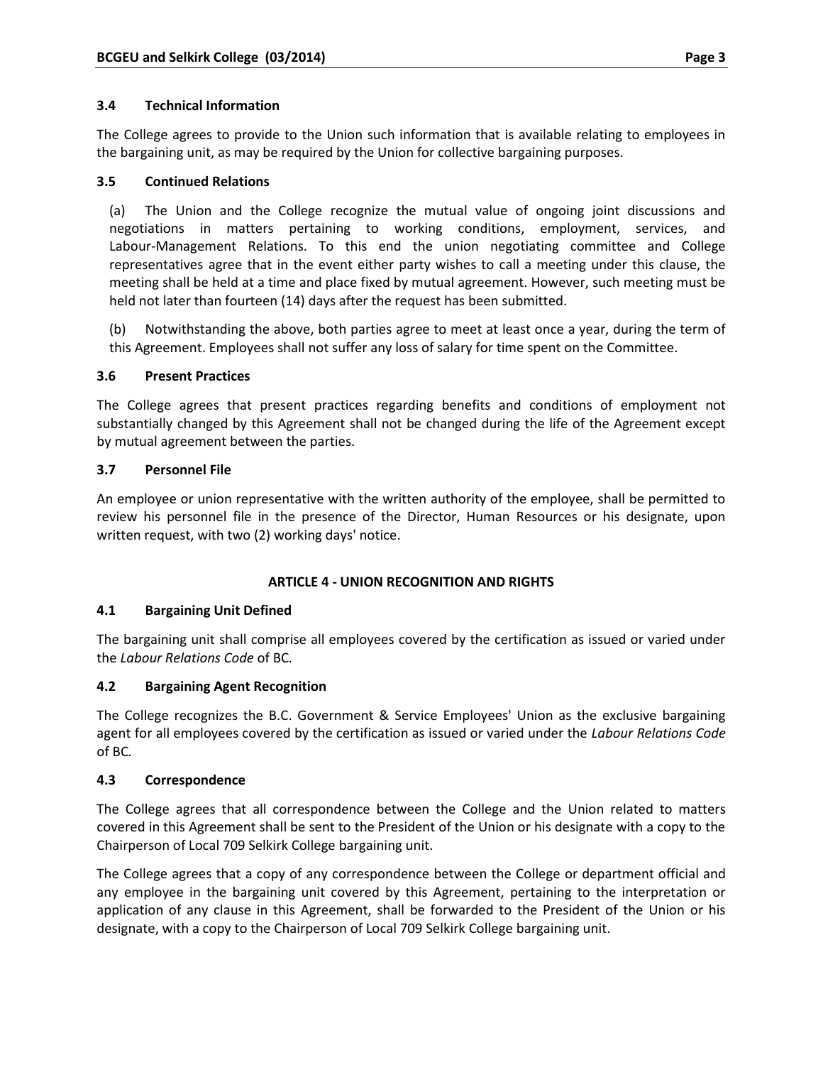### 3.4 Technical Information

The College agrees to provide to the Union such information that is available relating to employees in the bargaining unit, as may be required by the Union for collective bargaining purposes.

### 3.5 Continued Relations

(a) The Union and the College recognize the mutual value of ongoing joint discussions and negotiations in matters pertaining to working conditions, employment, services, and Labour-Management Relations. To this end the union negotiating committee and College representatives agree that in the event either party wishes to call a meeting under this clause, the meeting shall be held at a time and place fixed by mutual agreement. However, such meeting must be held not later than fourteen (14) days after the request has been submitted.

(b) Notwithstanding the above, both parties agree to meet at least once a year, during the term of this Agreement. Employees shall not suffer any loss of salary for time spent on the Committee.

### 3.6 Present Practices

The College agrees that present practices regarding benefits and conditions of employment not substantially changed by this Agreement shall not be changed during the life of the Agreement except by mutual agreement between the parties.

### 3.7 Personnel File

An employee or union representative with the written authority of the employee, shall be permitted to review his personnel file in the presence of the Director, Human Resources or his designate, upon written request, with two (2) working days' notice.

## ARTICLE 4 - UNION RECOGNITION AND RIGHTS

### 4.1 Bargaining Unit Defined

The bargaining unit shall comprise all employees covered by the certification as issued or varied under the *Labour Relations Code* of BC*.*

### 4.2 Bargaining Agent Recognition

The College recognizes the B.C. Government & Service Employees' Union as the exclusive bargaining agent for all employees covered by the certification as issued or varied under the *Labour Relations Code* of BC*.*

### 4.3 Correspondence

The College agrees that all correspondence between the College and the Union related to matters covered in this Agreement shall be sent to the President of the Union or his designate with a copy to the Chairperson of Local 709 Selkirk College bargaining unit.

The College agrees that a copy of any correspondence between the College or department official and any employee in the bargaining unit covered by this Agreement, pertaining to the interpretation or application of any clause in this Agreement, shall be forwarded to the President of the Union or his designate, with a copy to the Chairperson of Local 709 Selkirk College bargaining unit.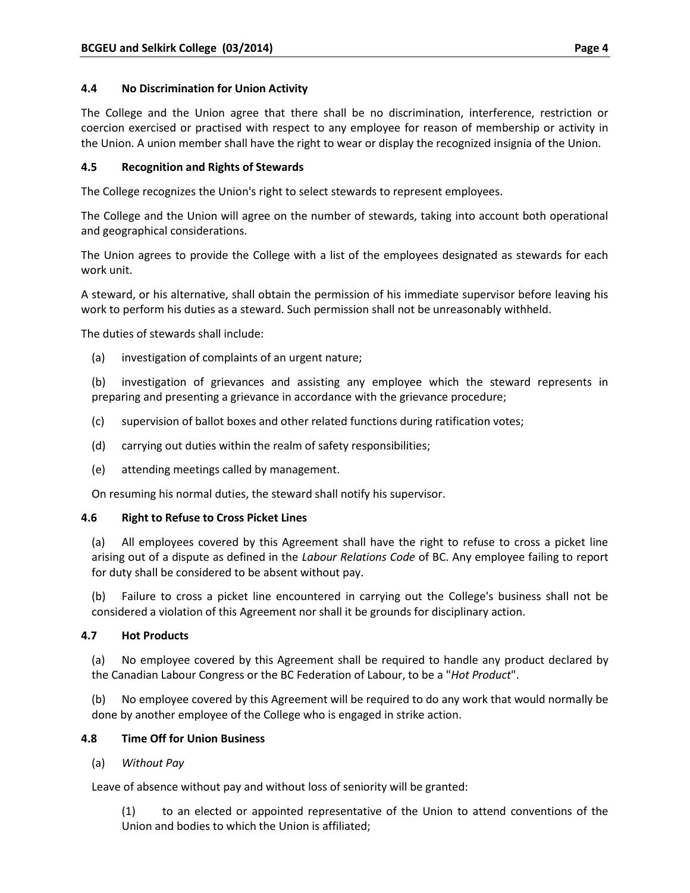### 4.4 No Discrimination for Union Activity

The College and the Union agree that there shall be no discrimination, interference, restriction or coercion exercised or practised with respect to any employee for reason of membership or activity in the Union. A union member shall have the right to wear or display the recognized insignia of the Union.

### 4.5 Recognition and Rights of Stewards

The College recognizes the Union's right to select stewards to represent employees.

The College and the Union will agree on the number of stewards, taking into account both operational and geographical considerations.

The Union agrees to provide the College with a list of the employees designated as stewards for each work unit.

A steward, or his alternative, shall obtain the permission of his immediate supervisor before leaving his work to perform his duties as a steward. Such permission shall not be unreasonably withheld.

The duties of stewards shall include:

(a) investigation of complaints of an urgent nature;

(b) investigation of grievances and assisting any employee which the steward represents in preparing and presenting a grievance in accordance with the grievance procedure;

(c) supervision of ballot boxes and other related functions during ratification votes;

(d) carrying out duties within the realm of safety responsibilities;

(e) attending meetings called by management.

On resuming his normal duties, the steward shall notify his supervisor.

### 4.6 Right to Refuse to Cross Picket Lines

(a) All employees covered by this Agreement shall have the right to refuse to cross a picket line arising out of a dispute as defined in the *Labour Relations Code* of BC. Any employee failing to report for duty shall be considered to be absent without pay.

(b) Failure to cross a picket line encountered in carrying out the College's business shall not be considered a violation of this Agreement nor shall it be grounds for disciplinary action.

### 4.7 Hot Products

(a) No employee covered by this Agreement shall be required to handle any product declared by the Canadian Labour Congress or the BC Federation of Labour, to be a "*Hot Product*".

(b) No employee covered by this Agreement will be required to do any work that would normally be done by another employee of the College who is engaged in strike action.

### 4.8 Time Off for Union Business

(a) *Without Pay*

Leave of absence without pay and without loss of seniority will be granted:

(1) to an elected or appointed representative of the Union to attend conventions of the Union and bodies to which the Union is affiliated;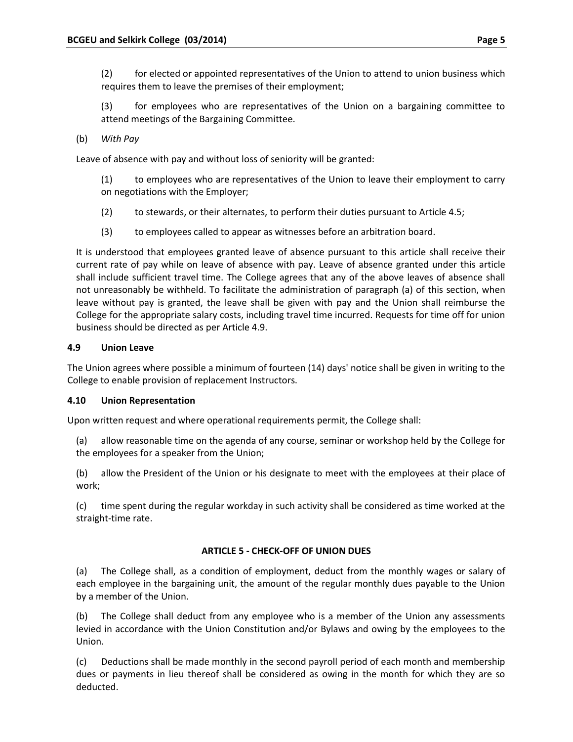(2) for elected or appointed representatives of the Union to attend to union business which requires them to leave the premises of their employment;

(3) for employees who are representatives of the Union on a bargaining committee to attend meetings of the Bargaining Committee.

(b) *With Pay*

Leave of absence with pay and without loss of seniority will be granted:

(1) to employees who are representatives of the Union to leave their employment to carry on negotiations with the Employer;

(2) to stewards, or their alternates, to perform their duties pursuant to Article 4.5;

(3) to employees called to appear as witnesses before an arbitration board.

It is understood that employees granted leave of absence pursuant to this article shall receive their current rate of pay while on leave of absence with pay. Leave of absence granted under this article shall include sufficient travel time. The College agrees that any of the above leaves of absence shall not unreasonably be withheld. To facilitate the administration of paragraph (a) of this section, when leave without pay is granted, the leave shall be given with pay and the Union shall reimburse the College for the appropriate salary costs, including travel time incurred. Requests for time off for union business should be directed as per Article 4.9.

### 4.9 Union Leave

The Union agrees where possible a minimum of fourteen (14) days' notice shall be given in writing to the College to enable provision of replacement Instructors.

### 4.10 Union Representation

Upon written request and where operational requirements permit, the College shall:

(a) allow reasonable time on the agenda of any course, seminar or workshop held by the College for the employees for a speaker from the Union;

(b) allow the President of the Union or his designate to meet with the employees at their place of work;

(c) time spent during the regular workday in such activity shall be considered as time worked at the straight-time rate.

## ARTICLE 5 - CHECK-OFF OF UNION DUES

(a) The College shall, as a condition of employment, deduct from the monthly wages or salary of each employee in the bargaining unit, the amount of the regular monthly dues payable to the Union by a member of the Union.

(b) The College shall deduct from any employee who is a member of the Union any assessments levied in accordance with the Union Constitution and/or Bylaws and owing by the employees to the Union.

(c) Deductions shall be made monthly in the second payroll period of each month and membership dues or payments in lieu thereof shall be considered as owing in the month for which they are so deducted.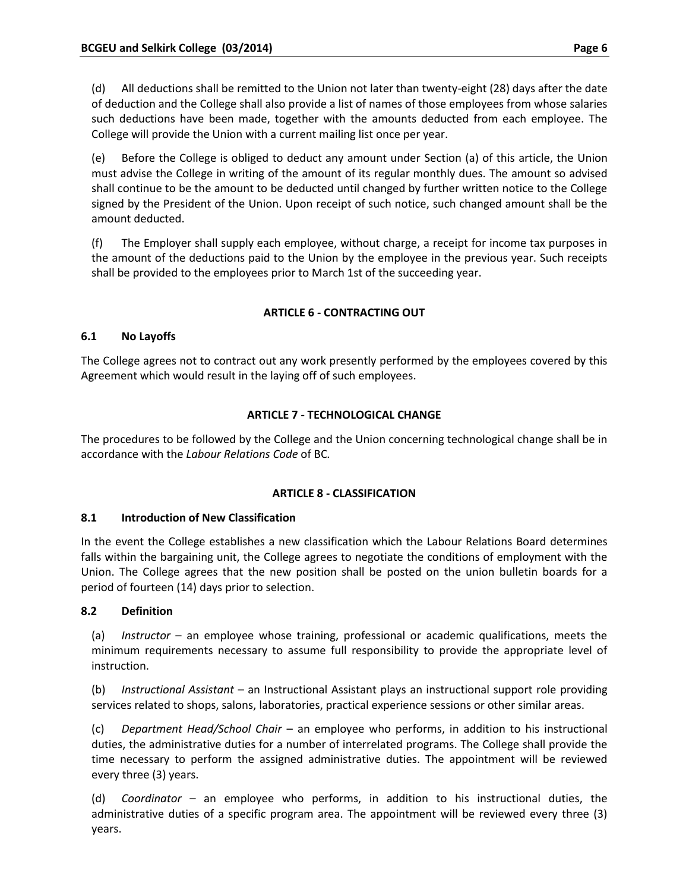(d) All deductions shall be remitted to the Union not later than twenty-eight (28) days after the date of deduction and the College shall also provide a list of names of those employees from whose salaries such deductions have been made, together with the amounts deducted from each employee. The College will provide the Union with a current mailing list once per year.

(e) Before the College is obliged to deduct any amount under Section (a) of this article, the Union must advise the College in writing of the amount of its regular monthly dues. The amount so advised shall continue to be the amount to be deducted until changed by further written notice to the College signed by the President of the Union. Upon receipt of such notice, such changed amount shall be the amount deducted.

(f) The Employer shall supply each employee, without charge, a receipt for income tax purposes in the amount of the deductions paid to the Union by the employee in the previous year. Such receipts shall be provided to the employees prior to March 1st of the succeeding year.

## ARTICLE 6 - CONTRACTING OUT

### 6.1 No Layoffs

The College agrees not to contract out any work presently performed by the employees covered by this Agreement which would result in the laying off of such employees.

## ARTICLE 7 - TECHNOLOGICAL CHANGE

The procedures to be followed by the College and the Union concerning technological change shall be in accordance with the *Labour Relations Code* of BC.

## ARTICLE 8 - CLASSIFICATION

### 8.1 Introduction of New Classification

In the event the College establishes a new classification which the Labour Relations Board determines falls within the bargaining unit, the College agrees to negotiate the conditions of employment with the Union. The College agrees that the new position shall be posted on the union bulletin boards for a period of fourteen (14) days prior to selection.

### 8.2 Definition

(a) *Instructor* – an employee whose training, professional or academic qualifications, meets the minimum requirements necessary to assume full responsibility to provide the appropriate level of instruction.

(b) *Instructional Assistant* – an Instructional Assistant plays an instructional support role providing services related to shops, salons, laboratories, practical experience sessions or other similar areas.

(c) *Department Head/School Chair* – an employee who performs, in addition to his instructional duties, the administrative duties for a number of interrelated programs. The College shall provide the time necessary to perform the assigned administrative duties. The appointment will be reviewed every three (3) years.

(d) *Coordinator* – an employee who performs, in addition to his instructional duties, the administrative duties of a specific program area. The appointment will be reviewed every three (3) years.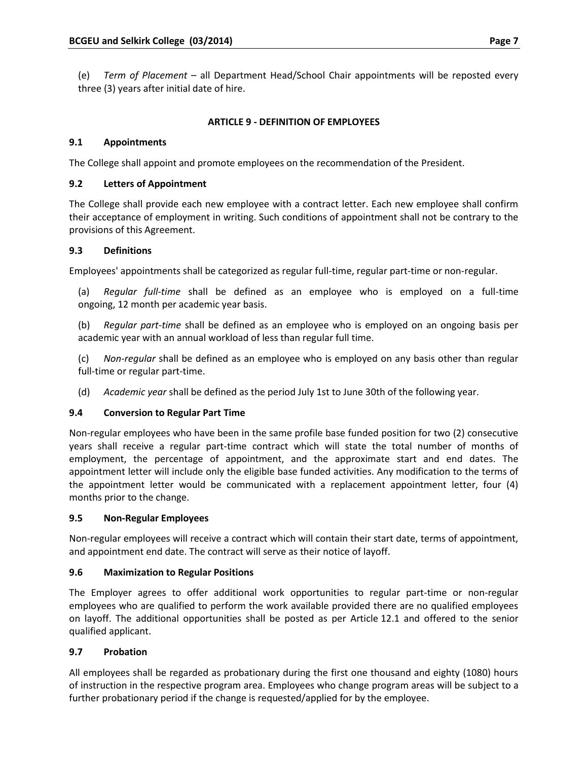(e) *Term of Placement* – all Department Head/School Chair appointments will be reposted every three (3) years after initial date of hire.

## ARTICLE 9 - DEFINITION OF EMPLOYEES

### 9.1 Appointments

The College shall appoint and promote employees on the recommendation of the President.

### 9.2 Letters of Appointment

The College shall provide each new employee with a contract letter. Each new employee shall confirm their acceptance of employment in writing. Such conditions of appointment shall not be contrary to the provisions of this Agreement.

### 9.3 Definitions

Employees' appointments shall be categorized as regular full-time, regular part-time or non-regular.

(a) *Regular full-time* shall be defined as an employee who is employed on a full-time ongoing, 12 month per academic year basis.

(b) *Regular part-time* shall be defined as an employee who is employed on an ongoing basis per academic year with an annual workload of less than regular full time.

(c) *Non-regular* shall be defined as an employee who is employed on any basis other than regular full-time or regular part-time.

(d) *Academic year* shall be defined as the period July 1st to June 30th of the following year.

### 9.4 Conversion to Regular Part Time

Non-regular employees who have been in the same profile base funded position for two (2) consecutive years shall receive a regular part-time contract which will state the total number of months of employment, the percentage of appointment, and the approximate start and end dates. The appointment letter will include only the eligible base funded activities. Any modification to the terms of the appointment letter would be communicated with a replacement appointment letter, four (4) months prior to the change.

### 9.5 Non-Regular Employees

Non-regular employees will receive a contract which will contain their start date, terms of appointment, and appointment end date. The contract will serve as their notice of layoff.

### 9.6 Maximization to Regular Positions

The Employer agrees to offer additional work opportunities to regular part-time or non-regular employees who are qualified to perform the work available provided there are no qualified employees on layoff. The additional opportunities shall be posted as per Article 12.1 and offered to the senior qualified applicant.

### 9.7 Probation

All employees shall be regarded as probationary during the first one thousand and eighty (1080) hours of instruction in the respective program area. Employees who change program areas will be subject to a further probationary period if the change is requested/applied for by the employee.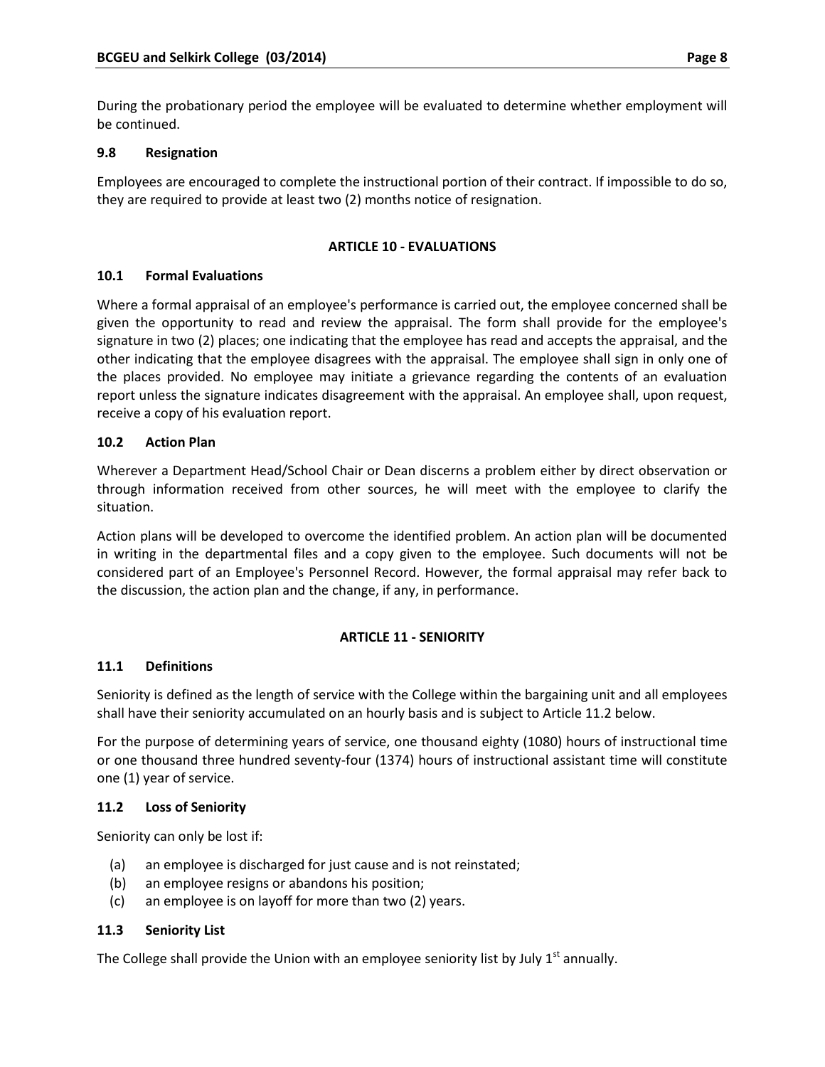During the probationary period the employee will be evaluated to determine whether employment will be continued.

### 9.8 Resignation

Employees are encouraged to complete the instructional portion of their contract. If impossible to do so, they are required to provide at least two (2) months notice of resignation.

## ARTICLE 10 - EVALUATIONS

### 10.1 Formal Evaluations

Where a formal appraisal of an employee's performance is carried out, the employee concerned shall be given the opportunity to read and review the appraisal. The form shall provide for the employee's signature in two (2) places; one indicating that the employee has read and accepts the appraisal, and the other indicating that the employee disagrees with the appraisal. The employee shall sign in only one of the places provided. No employee may initiate a grievance regarding the contents of an evaluation report unless the signature indicates disagreement with the appraisal. An employee shall, upon request, receive a copy of his evaluation report.

### 10.2 Action Plan

Wherever a Department Head/School Chair or Dean discerns a problem either by direct observation or through information received from other sources, he will meet with the employee to clarify the situation.

Action plans will be developed to overcome the identified problem. An action plan will be documented in writing in the departmental files and a copy given to the employee. Such documents will not be considered part of an Employee's Personnel Record. However, the formal appraisal may refer back to the discussion, the action plan and the change, if any, in performance.

## ARTICLE 11 - SENIORITY

### 11.1 Definitions

Seniority is defined as the length of service with the College within the bargaining unit and all employees shall have their seniority accumulated on an hourly basis and is subject to Article 11.2 below.

For the purpose of determining years of service, one thousand eighty (1080) hours of instructional time or one thousand three hundred seventy-four (1374) hours of instructional assistant time will constitute one (1) year of service.

### 11.2 Loss of Seniority

Seniority can only be lost if:

(a) an employee is discharged for just cause and is not reinstated;
(b) an employee resigns or abandons his position;
(c) an employee is on layoff for more than two (2) years.

### 11.3 Seniority List

The College shall provide the Union with an employee seniority list by July 1st annually.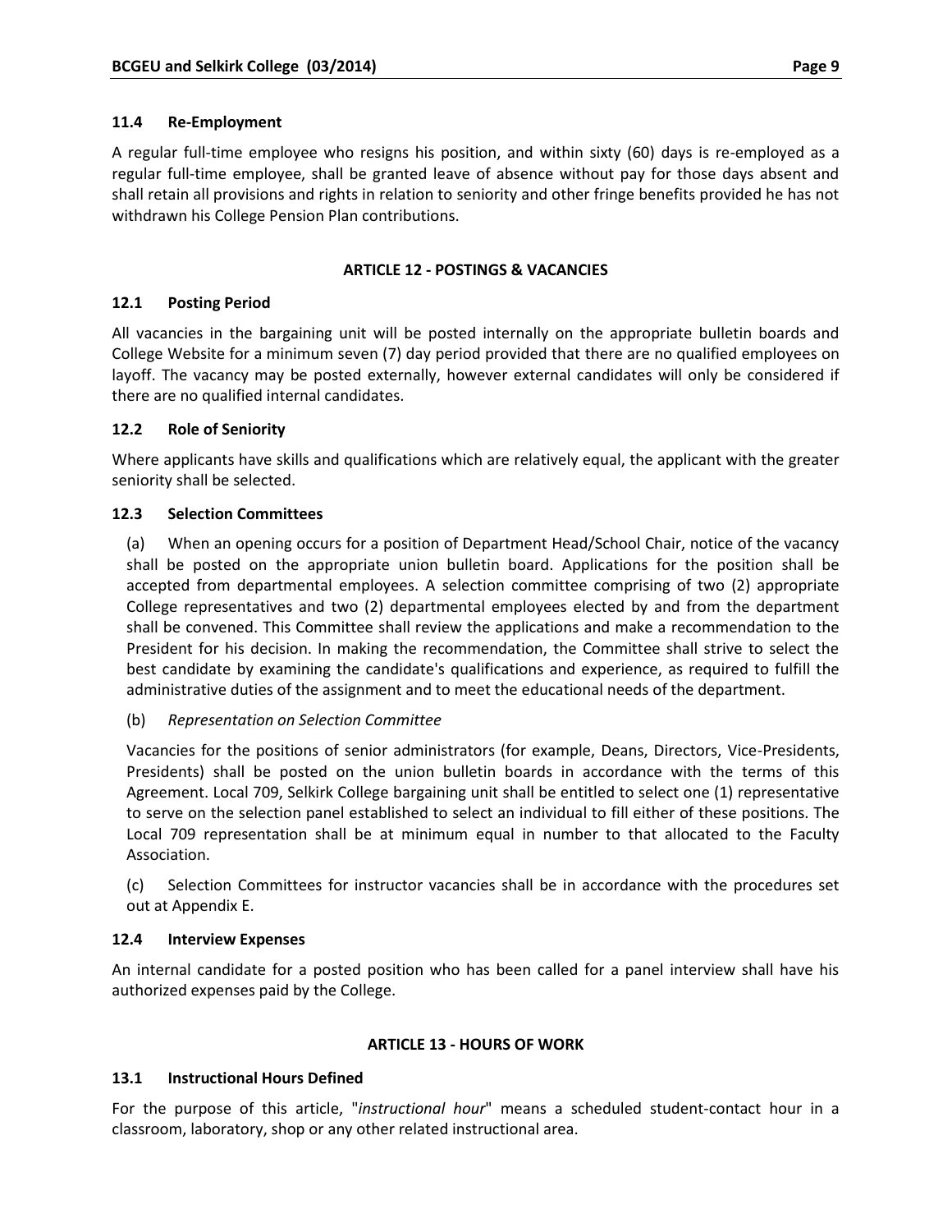### 11.4 Re-Employment

A regular full-time employee who resigns his position, and within sixty (60) days is re-employed as a regular full-time employee, shall be granted leave of absence without pay for those days absent and shall retain all provisions and rights in relation to seniority and other fringe benefits provided he has not withdrawn his College Pension Plan contributions.

## ARTICLE 12 - POSTINGS & VACANCIES

### 12.1 Posting Period

All vacancies in the bargaining unit will be posted internally on the appropriate bulletin boards and College Website for a minimum seven (7) day period provided that there are no qualified employees on layoff. The vacancy may be posted externally, however external candidates will only be considered if there are no qualified internal candidates.

### 12.2 Role of Seniority

Where applicants have skills and qualifications which are relatively equal, the applicant with the greater seniority shall be selected.

### 12.3 Selection Committees

(a) When an opening occurs for a position of Department Head/School Chair, notice of the vacancy shall be posted on the appropriate union bulletin board. Applications for the position shall be accepted from departmental employees. A selection committee comprising of two (2) appropriate College representatives and two (2) departmental employees elected by and from the department shall be convened. This Committee shall review the applications and make a recommendation to the President for his decision. In making the recommendation, the Committee shall strive to select the best candidate by examining the candidate's qualifications and experience, as required to fulfill the administrative duties of the assignment and to meet the educational needs of the department.

(b) *Representation on Selection Committee*

Vacancies for the positions of senior administrators (for example, Deans, Directors, Vice-Presidents, Presidents) shall be posted on the union bulletin boards in accordance with the terms of this Agreement. Local 709, Selkirk College bargaining unit shall be entitled to select one (1) representative to serve on the selection panel established to select an individual to fill either of these positions. The Local 709 representation shall be at minimum equal in number to that allocated to the Faculty Association.

(c) Selection Committees for instructor vacancies shall be in accordance with the procedures set out at Appendix E.

### 12.4 Interview Expenses

An internal candidate for a posted position who has been called for a panel interview shall have his authorized expenses paid by the College.

## ARTICLE 13 - HOURS OF WORK

### 13.1 Instructional Hours Defined

For the purpose of this article, "*instructional hour*" means a scheduled student-contact hour in a classroom, laboratory, shop or any other related instructional area.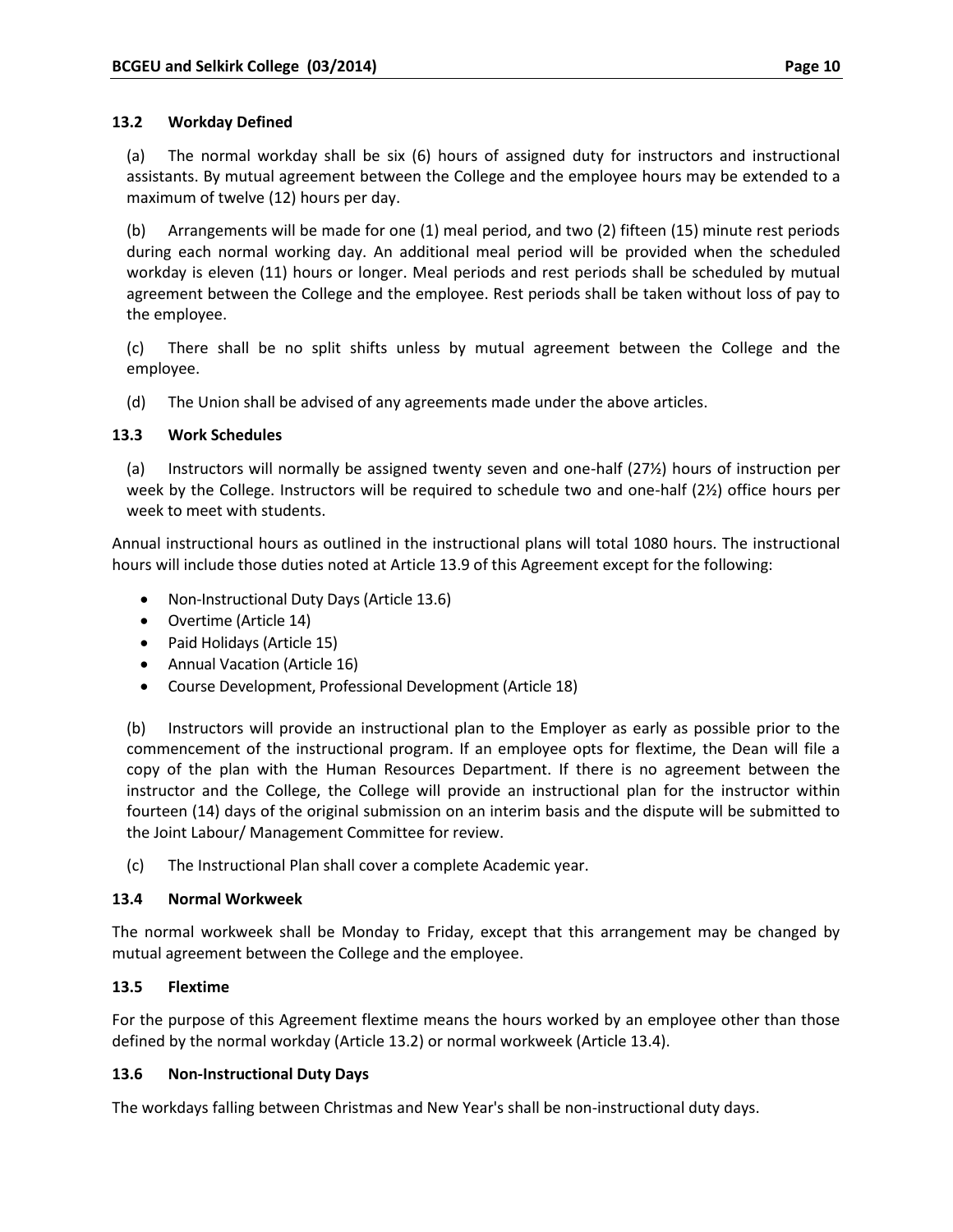### 13.2 Workday Defined

(a) The normal workday shall be six (6) hours of assigned duty for instructors and instructional assistants. By mutual agreement between the College and the employee hours may be extended to a maximum of twelve (12) hours per day.

(b) Arrangements will be made for one (1) meal period, and two (2) fifteen (15) minute rest periods during each normal working day. An additional meal period will be provided when the scheduled workday is eleven (11) hours or longer. Meal periods and rest periods shall be scheduled by mutual agreement between the College and the employee. Rest periods shall be taken without loss of pay to the employee.

(c) There shall be no split shifts unless by mutual agreement between the College and the employee.

(d) The Union shall be advised of any agreements made under the above articles.

### 13.3 Work Schedules

(a) Instructors will normally be assigned twenty seven and one-half (27½) hours of instruction per week by the College. Instructors will be required to schedule two and one-half (2½) office hours per week to meet with students.

Annual instructional hours as outlined in the instructional plans will total 1080 hours. The instructional hours will include those duties noted at Article 13.9 of this Agreement except for the following:

- Non-Instructional Duty Days (Article 13.6)
- Overtime (Article 14)
- Paid Holidays (Article 15)
- Annual Vacation (Article 16)
- Course Development, Professional Development (Article 18)

(b) Instructors will provide an instructional plan to the Employer as early as possible prior to the commencement of the instructional program. If an employee opts for flextime, the Dean will file a copy of the plan with the Human Resources Department. If there is no agreement between the instructor and the College, the College will provide an instructional plan for the instructor within fourteen (14) days of the original submission on an interim basis and the dispute will be submitted to the Joint Labour/ Management Committee for review.

(c) The Instructional Plan shall cover a complete Academic year.

### 13.4 Normal Workweek

The normal workweek shall be Monday to Friday, except that this arrangement may be changed by mutual agreement between the College and the employee.

### 13.5 Flextime

For the purpose of this Agreement flextime means the hours worked by an employee other than those defined by the normal workday (Article 13.2) or normal workweek (Article 13.4).

### 13.6 Non-Instructional Duty Days

The workdays falling between Christmas and New Year's shall be non-instructional duty days.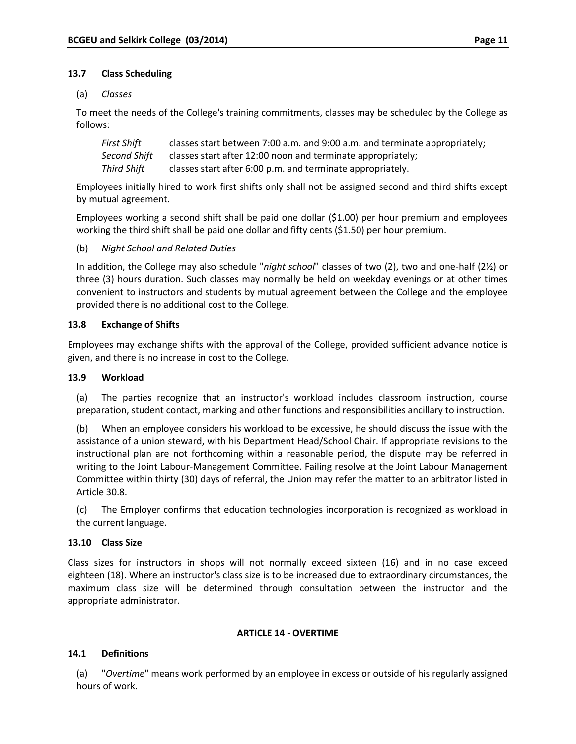### 13.7 Class Scheduling

(a) *Classes*

To meet the needs of the College's training commitments, classes may be scheduled by the College as follows:

*First Shift* classes start between 7:00 a.m. and 9:00 a.m. and terminate appropriately;
*Second Shift* classes start after 12:00 noon and terminate appropriately;
*Third Shift* classes start after 6:00 p.m. and terminate appropriately.

Employees initially hired to work first shifts only shall not be assigned second and third shifts except by mutual agreement.

Employees working a second shift shall be paid one dollar ($1.00) per hour premium and employees working the third shift shall be paid one dollar and fifty cents ($1.50) per hour premium.

(b) *Night School and Related Duties*

In addition, the College may also schedule "*night school*" classes of two (2), two and one-half (2½) or three (3) hours duration. Such classes may normally be held on weekday evenings or at other times convenient to instructors and students by mutual agreement between the College and the employee provided there is no additional cost to the College.

### 13.8 Exchange of Shifts

Employees may exchange shifts with the approval of the College, provided sufficient advance notice is given, and there is no increase in cost to the College.

### 13.9 Workload

(a) The parties recognize that an instructor's workload includes classroom instruction, course preparation, student contact, marking and other functions and responsibilities ancillary to instruction.

(b) When an employee considers his workload to be excessive, he should discuss the issue with the assistance of a union steward, with his Department Head/School Chair. If appropriate revisions to the instructional plan are not forthcoming within a reasonable period, the dispute may be referred in writing to the Joint Labour-Management Committee. Failing resolve at the Joint Labour Management Committee within thirty (30) days of referral, the Union may refer the matter to an arbitrator listed in Article 30.8.

(c) The Employer confirms that education technologies incorporation is recognized as workload in the current language.

### 13.10 Class Size

Class sizes for instructors in shops will not normally exceed sixteen (16) and in no case exceed eighteen (18). Where an instructor's class size is to be increased due to extraordinary circumstances, the maximum class size will be determined through consultation between the instructor and the appropriate administrator.

## ARTICLE 14 - OVERTIME

### 14.1 Definitions

(a) "*Overtime*" means work performed by an employee in excess or outside of his regularly assigned hours of work.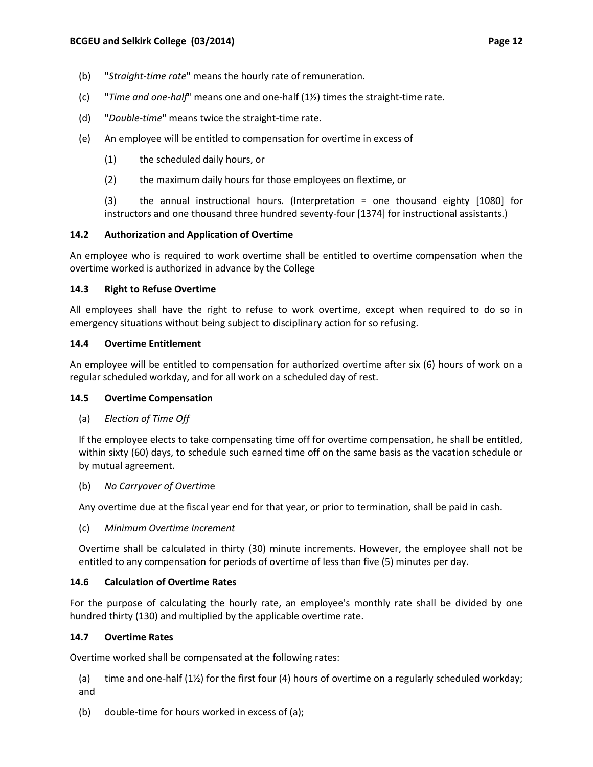(b) "*Straight-time rate*" means the hourly rate of remuneration.

(c) "*Time and one-half*" means one and one-half (1½) times the straight-time rate.

(d) "*Double-time*" means twice the straight-time rate.

(e) An employee will be entitled to compensation for overtime in excess of

(1) the scheduled daily hours, or

(2) the maximum daily hours for those employees on flextime, or

(3) the annual instructional hours. (Interpretation = one thousand eighty [1080] for instructors and one thousand three hundred seventy-four [1374] for instructional assistants.)

### 14.2 Authorization and Application of Overtime

An employee who is required to work overtime shall be entitled to overtime compensation when the overtime worked is authorized in advance by the College

### 14.3 Right to Refuse Overtime

All employees shall have the right to refuse to work overtime, except when required to do so in emergency situations without being subject to disciplinary action for so refusing.

### 14.4 Overtime Entitlement

An employee will be entitled to compensation for authorized overtime after six (6) hours of work on a regular scheduled workday, and for all work on a scheduled day of rest.

### 14.5 Overtime Compensation

(a) *Election of Time Off*

If the employee elects to take compensating time off for overtime compensation, he shall be entitled, within sixty (60) days, to schedule such earned time off on the same basis as the vacation schedule or by mutual agreement.

(b) *No Carryover of Overtim*e

Any overtime due at the fiscal year end for that year, or prior to termination, shall be paid in cash.

(c) *Minimum Overtime Increment*

Overtime shall be calculated in thirty (30) minute increments. However, the employee shall not be entitled to any compensation for periods of overtime of less than five (5) minutes per day.

### 14.6 Calculation of Overtime Rates

For the purpose of calculating the hourly rate, an employee's monthly rate shall be divided by one hundred thirty (130) and multiplied by the applicable overtime rate.

### 14.7 Overtime Rates

Overtime worked shall be compensated at the following rates:

(a) time and one-half (1½) for the first four (4) hours of overtime on a regularly scheduled workday; and

(b) double-time for hours worked in excess of (a);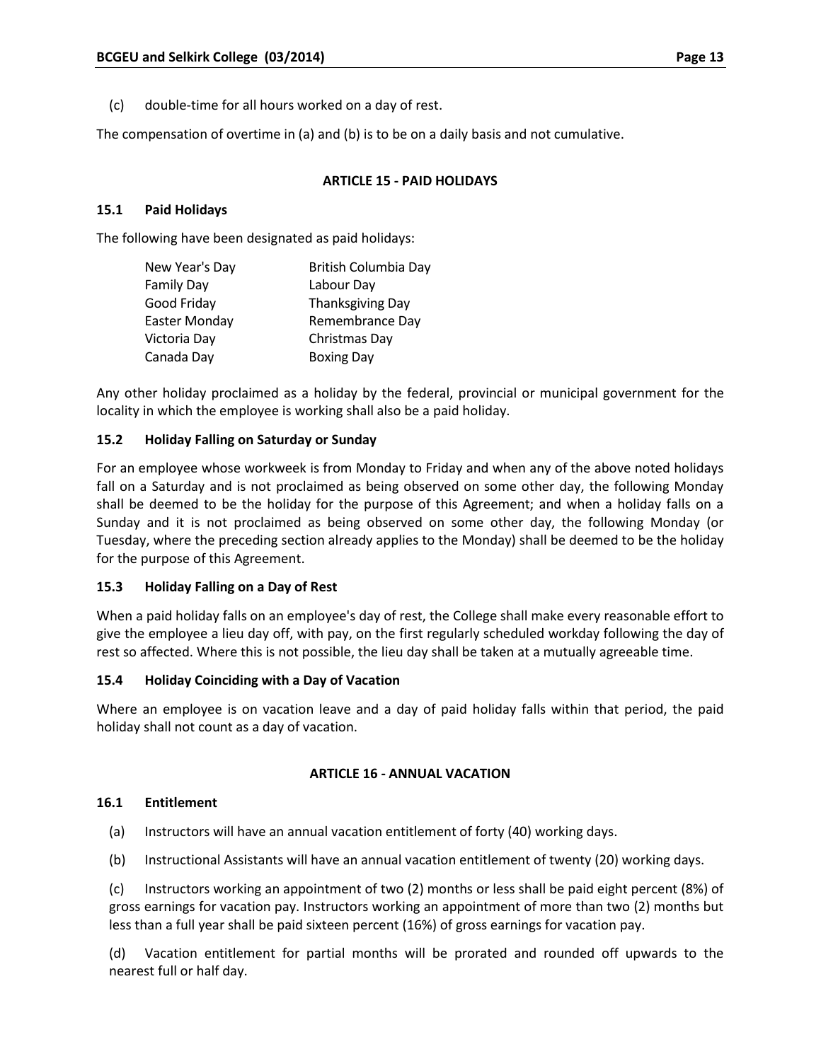(c) double-time for all hours worked on a day of rest.

The compensation of overtime in (a) and (b) is to be on a daily basis and not cumulative.

## ARTICLE 15 - PAID HOLIDAYS

### 15.1 Paid Holidays

The following have been designated as paid holidays:

| | |
|---|---|
| New Year's Day | British Columbia Day |
| Family Day | Labour Day |
| Good Friday | Thanksgiving Day |
| Easter Monday | Remembrance Day |
| Victoria Day | Christmas Day |
| Canada Day | Boxing Day |

Any other holiday proclaimed as a holiday by the federal, provincial or municipal government for the locality in which the employee is working shall also be a paid holiday.

### 15.2 Holiday Falling on Saturday or Sunday

For an employee whose workweek is from Monday to Friday and when any of the above noted holidays fall on a Saturday and is not proclaimed as being observed on some other day, the following Monday shall be deemed to be the holiday for the purpose of this Agreement; and when a holiday falls on a Sunday and it is not proclaimed as being observed on some other day, the following Monday (or Tuesday, where the preceding section already applies to the Monday) shall be deemed to be the holiday for the purpose of this Agreement.

### 15.3 Holiday Falling on a Day of Rest

When a paid holiday falls on an employee's day of rest, the College shall make every reasonable effort to give the employee a lieu day off, with pay, on the first regularly scheduled workday following the day of rest so affected. Where this is not possible, the lieu day shall be taken at a mutually agreeable time.

### 15.4 Holiday Coinciding with a Day of Vacation

Where an employee is on vacation leave and a day of paid holiday falls within that period, the paid holiday shall not count as a day of vacation.

## ARTICLE 16 - ANNUAL VACATION

### 16.1 Entitlement

(a) Instructors will have an annual vacation entitlement of forty (40) working days.

(b) Instructional Assistants will have an annual vacation entitlement of twenty (20) working days.

(c) Instructors working an appointment of two (2) months or less shall be paid eight percent (8%) of gross earnings for vacation pay. Instructors working an appointment of more than two (2) months but less than a full year shall be paid sixteen percent (16%) of gross earnings for vacation pay.

(d) Vacation entitlement for partial months will be prorated and rounded off upwards to the nearest full or half day.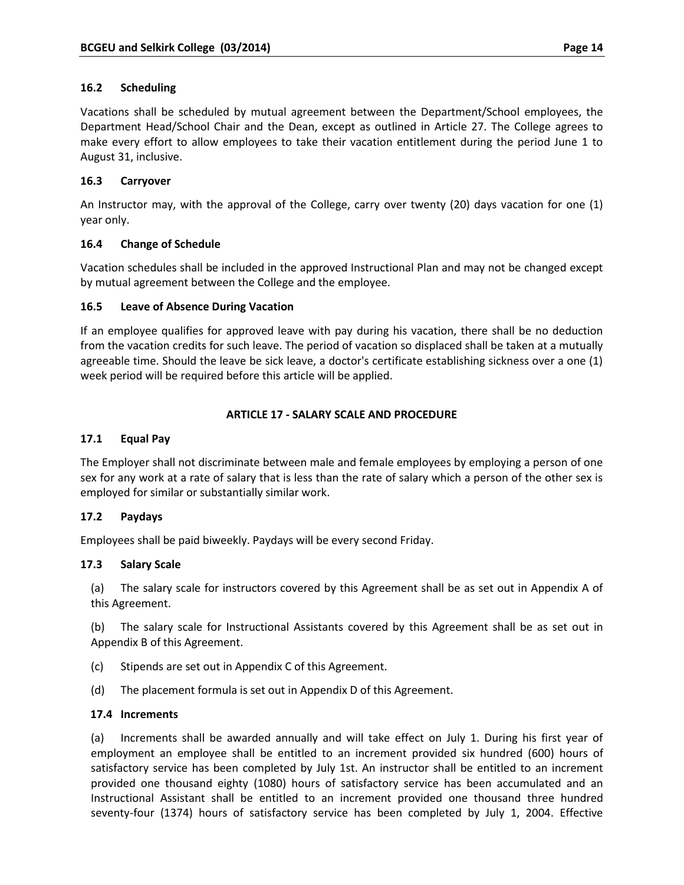### 16.2 Scheduling

Vacations shall be scheduled by mutual agreement between the Department/School employees, the Department Head/School Chair and the Dean, except as outlined in Article 27. The College agrees to make every effort to allow employees to take their vacation entitlement during the period June 1 to August 31, inclusive.

### 16.3 Carryover

An Instructor may, with the approval of the College, carry over twenty (20) days vacation for one (1) year only.

### 16.4 Change of Schedule

Vacation schedules shall be included in the approved Instructional Plan and may not be changed except by mutual agreement between the College and the employee.

### 16.5 Leave of Absence During Vacation

If an employee qualifies for approved leave with pay during his vacation, there shall be no deduction from the vacation credits for such leave. The period of vacation so displaced shall be taken at a mutually agreeable time. Should the leave be sick leave, a doctor's certificate establishing sickness over a one (1) week period will be required before this article will be applied.

## ARTICLE 17 - SALARY SCALE AND PROCEDURE

### 17.1 Equal Pay

The Employer shall not discriminate between male and female employees by employing a person of one sex for any work at a rate of salary that is less than the rate of salary which a person of the other sex is employed for similar or substantially similar work.

### 17.2 Paydays

Employees shall be paid biweekly. Paydays will be every second Friday.

### 17.3 Salary Scale

(a) The salary scale for instructors covered by this Agreement shall be as set out in Appendix A of this Agreement.

(b) The salary scale for Instructional Assistants covered by this Agreement shall be as set out in Appendix B of this Agreement.

(c) Stipends are set out in Appendix C of this Agreement.

(d) The placement formula is set out in Appendix D of this Agreement.

### 17.4 Increments

(a) Increments shall be awarded annually and will take effect on July 1. During his first year of employment an employee shall be entitled to an increment provided six hundred (600) hours of satisfactory service has been completed by July 1st. An instructor shall be entitled to an increment provided one thousand eighty (1080) hours of satisfactory service has been accumulated and an Instructional Assistant shall be entitled to an increment provided one thousand three hundred seventy-four (1374) hours of satisfactory service has been completed by July 1, 2004. Effective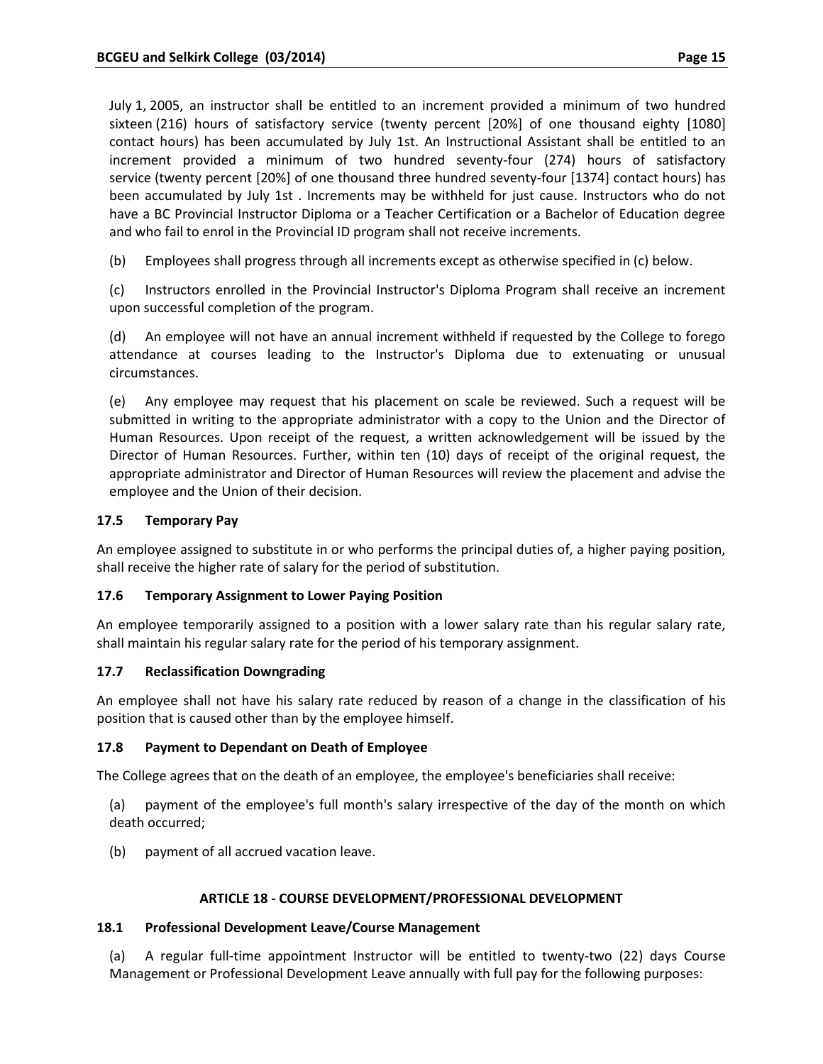July 1, 2005, an instructor shall be entitled to an increment provided a minimum of two hundred sixteen (216) hours of satisfactory service (twenty percent [20%] of one thousand eighty [1080] contact hours) has been accumulated by July 1st. An Instructional Assistant shall be entitled to an increment provided a minimum of two hundred seventy-four (274) hours of satisfactory service (twenty percent [20%] of one thousand three hundred seventy-four [1374] contact hours) has been accumulated by July 1st . Increments may be withheld for just cause. Instructors who do not have a BC Provincial Instructor Diploma or a Teacher Certification or a Bachelor of Education degree and who fail to enrol in the Provincial ID program shall not receive increments.

(b) Employees shall progress through all increments except as otherwise specified in (c) below.

(c) Instructors enrolled in the Provincial Instructor's Diploma Program shall receive an increment upon successful completion of the program.

(d) An employee will not have an annual increment withheld if requested by the College to forego attendance at courses leading to the Instructor's Diploma due to extenuating or unusual circumstances.

(e) Any employee may request that his placement on scale be reviewed. Such a request will be submitted in writing to the appropriate administrator with a copy to the Union and the Director of Human Resources. Upon receipt of the request, a written acknowledgement will be issued by the Director of Human Resources. Further, within ten (10) days of receipt of the original request, the appropriate administrator and Director of Human Resources will review the placement and advise the employee and the Union of their decision.

### 17.5 Temporary Pay

An employee assigned to substitute in or who performs the principal duties of, a higher paying position, shall receive the higher rate of salary for the period of substitution.

### 17.6 Temporary Assignment to Lower Paying Position

An employee temporarily assigned to a position with a lower salary rate than his regular salary rate, shall maintain his regular salary rate for the period of his temporary assignment.

### 17.7 Reclassification Downgrading

An employee shall not have his salary rate reduced by reason of a change in the classification of his position that is caused other than by the employee himself.

### 17.8 Payment to Dependant on Death of Employee

The College agrees that on the death of an employee, the employee's beneficiaries shall receive:

(a) payment of the employee's full month's salary irrespective of the day of the month on which death occurred;

(b) payment of all accrued vacation leave.

## ARTICLE 18 - COURSE DEVELOPMENT/PROFESSIONAL DEVELOPMENT

### 18.1 Professional Development Leave/Course Management

(a) A regular full-time appointment Instructor will be entitled to twenty-two (22) days Course Management or Professional Development Leave annually with full pay for the following purposes: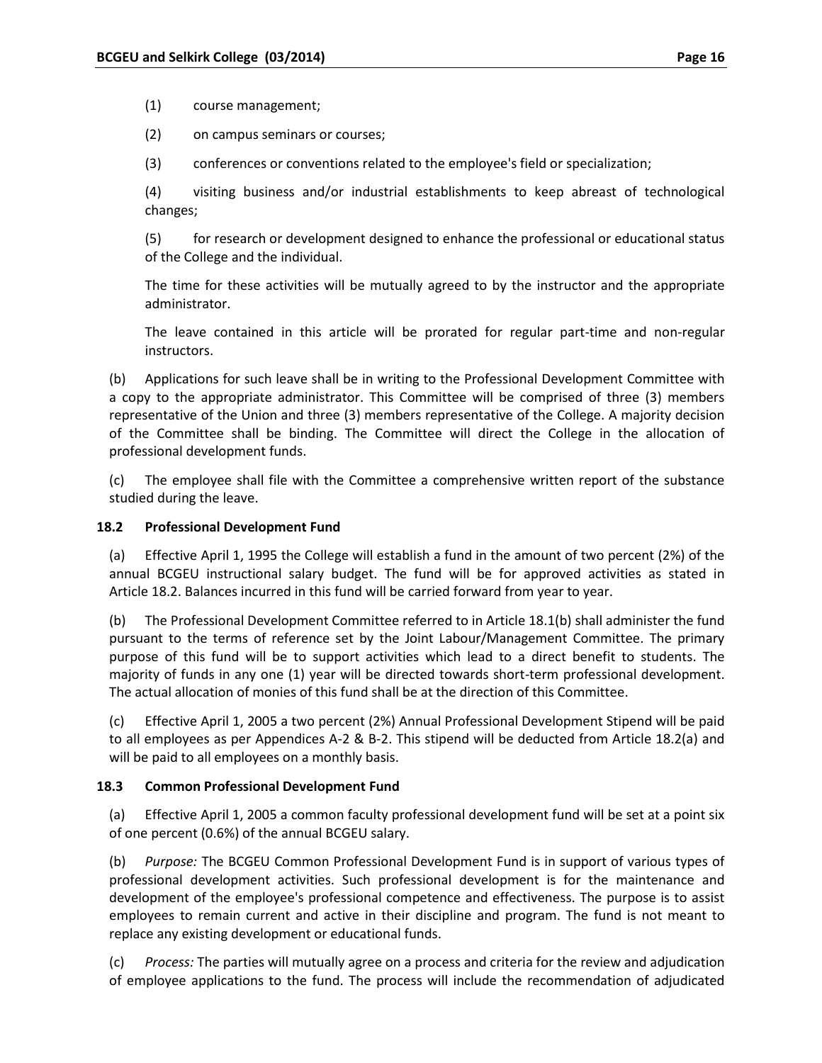(1) course management;

(2) on campus seminars or courses;

(3) conferences or conventions related to the employee's field or specialization;

(4) visiting business and/or industrial establishments to keep abreast of technological changes;

(5) for research or development designed to enhance the professional or educational status of the College and the individual.

The time for these activities will be mutually agreed to by the instructor and the appropriate administrator.

The leave contained in this article will be prorated for regular part-time and non-regular instructors.

(b) Applications for such leave shall be in writing to the Professional Development Committee with a copy to the appropriate administrator. This Committee will be comprised of three (3) members representative of the Union and three (3) members representative of the College. A majority decision of the Committee shall be binding. The Committee will direct the College in the allocation of professional development funds.

(c) The employee shall file with the Committee a comprehensive written report of the substance studied during the leave.

### 18.2 Professional Development Fund

(a) Effective April 1, 1995 the College will establish a fund in the amount of two percent (2%) of the annual BCGEU instructional salary budget. The fund will be for approved activities as stated in Article 18.2. Balances incurred in this fund will be carried forward from year to year.

(b) The Professional Development Committee referred to in Article 18.1(b) shall administer the fund pursuant to the terms of reference set by the Joint Labour/Management Committee. The primary purpose of this fund will be to support activities which lead to a direct benefit to students. The majority of funds in any one (1) year will be directed towards short-term professional development. The actual allocation of monies of this fund shall be at the direction of this Committee.

(c) Effective April 1, 2005 a two percent (2%) Annual Professional Development Stipend will be paid to all employees as per Appendices A-2 & B-2. This stipend will be deducted from Article 18.2(a) and will be paid to all employees on a monthly basis.

### 18.3 Common Professional Development Fund

(a) Effective April 1, 2005 a common faculty professional development fund will be set at a point six of one percent (0.6%) of the annual BCGEU salary.

(b) *Purpose:* The BCGEU Common Professional Development Fund is in support of various types of professional development activities. Such professional development is for the maintenance and development of the employee's professional competence and effectiveness. The purpose is to assist employees to remain current and active in their discipline and program. The fund is not meant to replace any existing development or educational funds.

(c) *Process:* The parties will mutually agree on a process and criteria for the review and adjudication of employee applications to the fund. The process will include the recommendation of adjudicated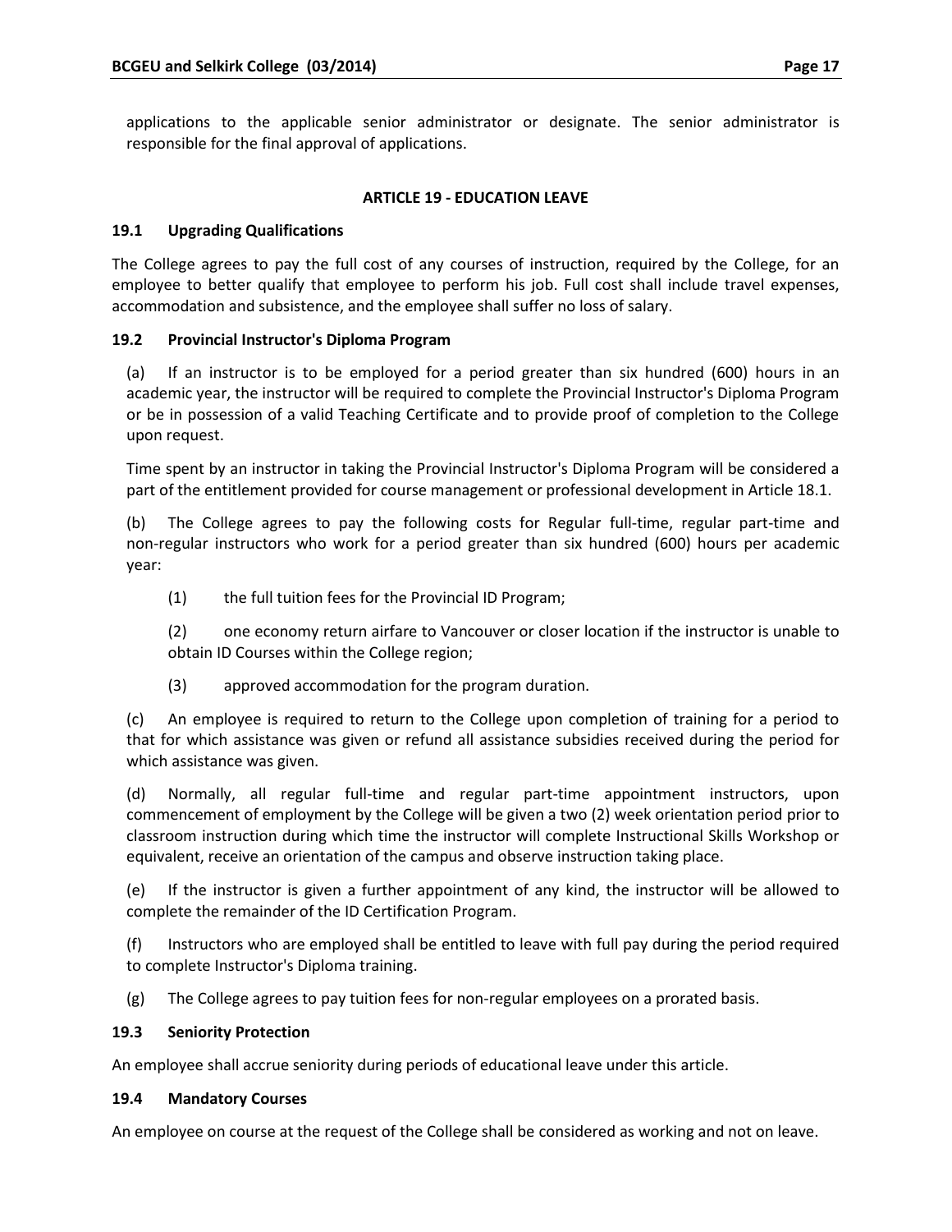applications to the applicable senior administrator or designate. The senior administrator is responsible for the final approval of applications.

## ARTICLE 19 - EDUCATION LEAVE

### 19.1 Upgrading Qualifications

The College agrees to pay the full cost of any courses of instruction, required by the College, for an employee to better qualify that employee to perform his job. Full cost shall include travel expenses, accommodation and subsistence, and the employee shall suffer no loss of salary.

### 19.2 Provincial Instructor's Diploma Program

(a) If an instructor is to be employed for a period greater than six hundred (600) hours in an academic year, the instructor will be required to complete the Provincial Instructor's Diploma Program or be in possession of a valid Teaching Certificate and to provide proof of completion to the College upon request.

Time spent by an instructor in taking the Provincial Instructor's Diploma Program will be considered a part of the entitlement provided for course management or professional development in Article 18.1.

(b) The College agrees to pay the following costs for Regular full-time, regular part-time and non-regular instructors who work for a period greater than six hundred (600) hours per academic year:

(1) the full tuition fees for the Provincial ID Program;

(2) one economy return airfare to Vancouver or closer location if the instructor is unable to obtain ID Courses within the College region;

(3) approved accommodation for the program duration.

(c) An employee is required to return to the College upon completion of training for a period to that for which assistance was given or refund all assistance subsidies received during the period for which assistance was given.

(d) Normally, all regular full-time and regular part-time appointment instructors, upon commencement of employment by the College will be given a two (2) week orientation period prior to classroom instruction during which time the instructor will complete Instructional Skills Workshop or equivalent, receive an orientation of the campus and observe instruction taking place.

(e) If the instructor is given a further appointment of any kind, the instructor will be allowed to complete the remainder of the ID Certification Program.

(f) Instructors who are employed shall be entitled to leave with full pay during the period required to complete Instructor's Diploma training.

(g) The College agrees to pay tuition fees for non-regular employees on a prorated basis.

### 19.3 Seniority Protection

An employee shall accrue seniority during periods of educational leave under this article.

### 19.4 Mandatory Courses

An employee on course at the request of the College shall be considered as working and not on leave.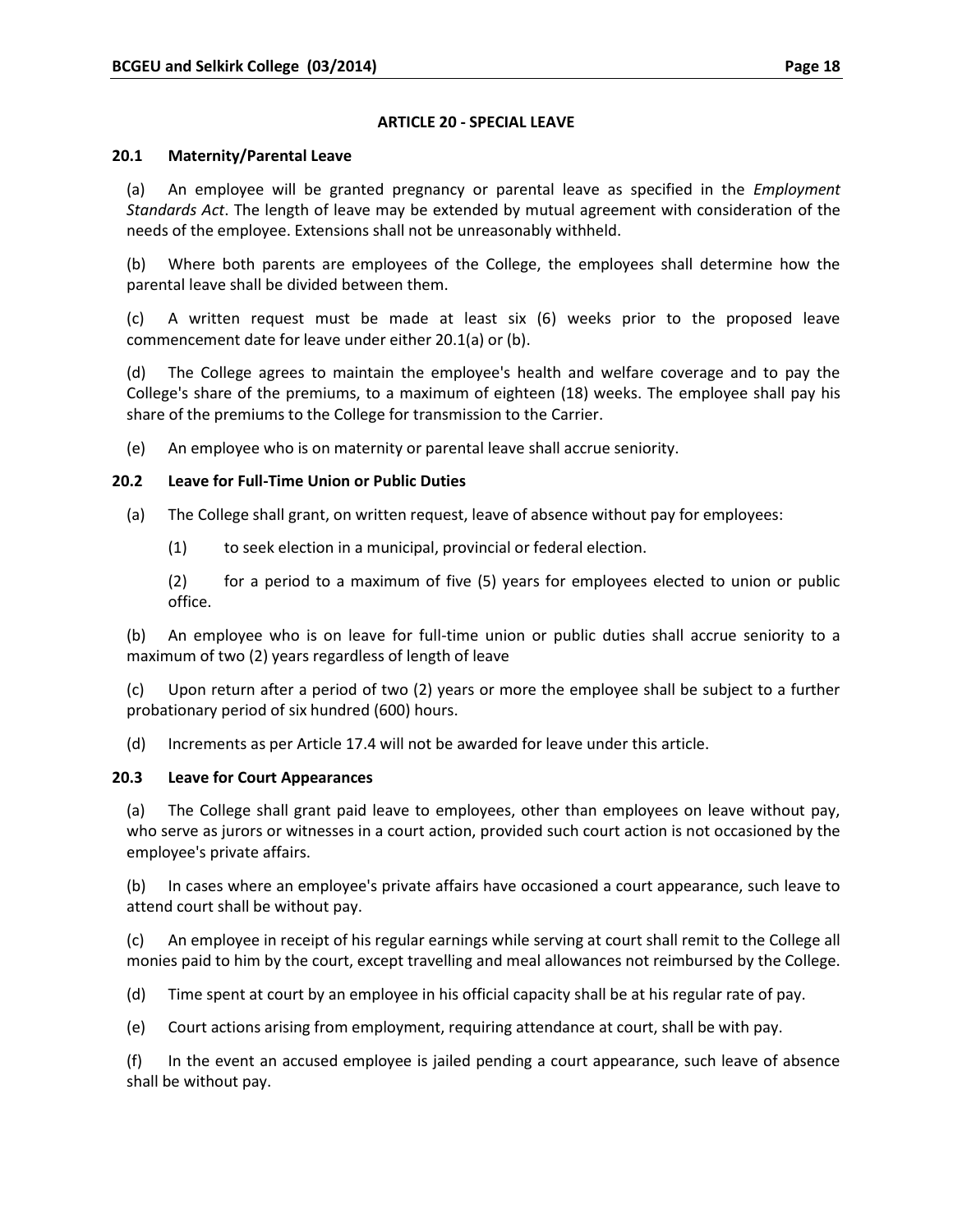## ARTICLE 20 - SPECIAL LEAVE

### 20.1 Maternity/Parental Leave

(a) An employee will be granted pregnancy or parental leave as specified in the *Employment Standards Act*. The length of leave may be extended by mutual agreement with consideration of the needs of the employee. Extensions shall not be unreasonably withheld.

(b) Where both parents are employees of the College, the employees shall determine how the parental leave shall be divided between them.

(c) A written request must be made at least six (6) weeks prior to the proposed leave commencement date for leave under either 20.1(a) or (b).

(d) The College agrees to maintain the employee's health and welfare coverage and to pay the College's share of the premiums, to a maximum of eighteen (18) weeks. The employee shall pay his share of the premiums to the College for transmission to the Carrier.

(e) An employee who is on maternity or parental leave shall accrue seniority.

### 20.2 Leave for Full-Time Union or Public Duties

(a) The College shall grant, on written request, leave of absence without pay for employees:

(1) to seek election in a municipal, provincial or federal election.

(2) for a period to a maximum of five (5) years for employees elected to union or public office.

(b) An employee who is on leave for full-time union or public duties shall accrue seniority to a maximum of two (2) years regardless of length of leave

(c) Upon return after a period of two (2) years or more the employee shall be subject to a further probationary period of six hundred (600) hours.

(d) Increments as per Article 17.4 will not be awarded for leave under this article.

### 20.3 Leave for Court Appearances

(a) The College shall grant paid leave to employees, other than employees on leave without pay, who serve as jurors or witnesses in a court action, provided such court action is not occasioned by the employee's private affairs.

(b) In cases where an employee's private affairs have occasioned a court appearance, such leave to attend court shall be without pay.

(c) An employee in receipt of his regular earnings while serving at court shall remit to the College all monies paid to him by the court, except travelling and meal allowances not reimbursed by the College.

(d) Time spent at court by an employee in his official capacity shall be at his regular rate of pay.

(e) Court actions arising from employment, requiring attendance at court, shall be with pay.

(f) In the event an accused employee is jailed pending a court appearance, such leave of absence shall be without pay.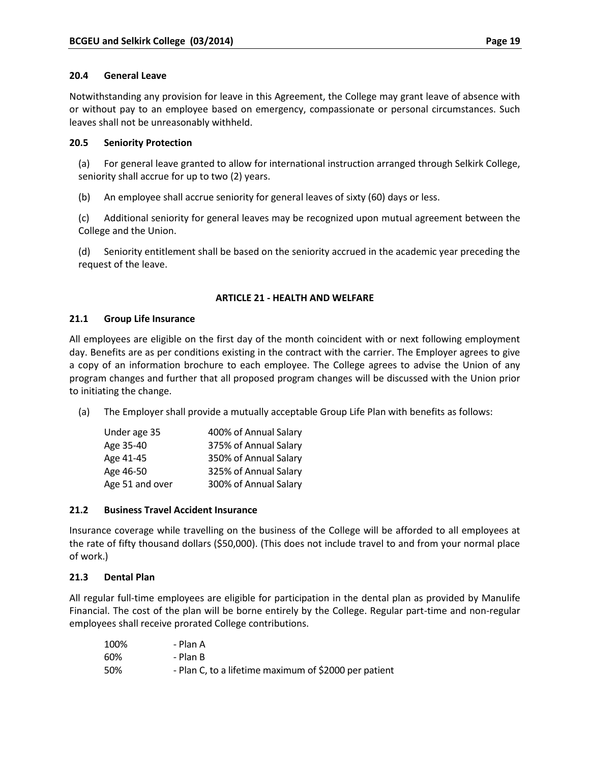### 20.4 General Leave

Notwithstanding any provision for leave in this Agreement, the College may grant leave of absence with or without pay to an employee based on emergency, compassionate or personal circumstances. Such leaves shall not be unreasonably withheld.

### 20.5 Seniority Protection

(a) For general leave granted to allow for international instruction arranged through Selkirk College, seniority shall accrue for up to two (2) years.

(b) An employee shall accrue seniority for general leaves of sixty (60) days or less.

(c) Additional seniority for general leaves may be recognized upon mutual agreement between the College and the Union.

(d) Seniority entitlement shall be based on the seniority accrued in the academic year preceding the request of the leave.

## ARTICLE 21 - HEALTH AND WELFARE

### 21.1 Group Life Insurance

All employees are eligible on the first day of the month coincident with or next following employment day. Benefits are as per conditions existing in the contract with the carrier. The Employer agrees to give a copy of an information brochure to each employee. The College agrees to advise the Union of any program changes and further that all proposed program changes will be discussed with the Union prior to initiating the change.

(a) The Employer shall provide a mutually acceptable Group Life Plan with benefits as follows:

| | |
|---|---|
| Under age 35 | 400% of Annual Salary |
| Age 35-40 | 375% of Annual Salary |
| Age 41-45 | 350% of Annual Salary |
| Age 46-50 | 325% of Annual Salary |
| Age 51 and over | 300% of Annual Salary |

### 21.2 Business Travel Accident Insurance

Insurance coverage while travelling on the business of the College will be afforded to all employees at the rate of fifty thousand dollars ($50,000). (This does not include travel to and from your normal place of work.)

### 21.3 Dental Plan

All regular full-time employees are eligible for participation in the dental plan as provided by Manulife Financial. The cost of the plan will be borne entirely by the College. Regular part-time and non-regular employees shall receive prorated College contributions.

| | |
|---|---|
| 100% | - Plan A |
| 60% | - Plan B |
| 50% | - Plan C, to a lifetime maximum of $2000 per patient |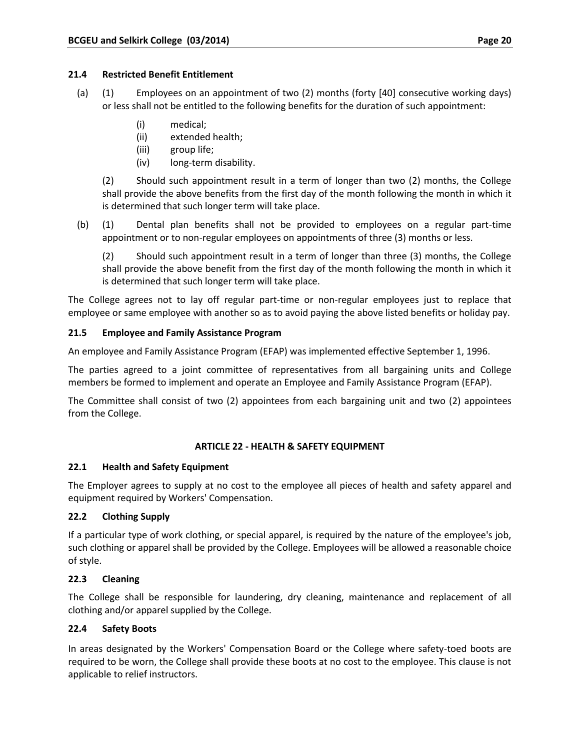### 21.4 Restricted Benefit Entitlement

(a) (1) Employees on an appointment of two (2) months (forty [40] consecutive working days) or less shall not be entitled to the following benefits for the duration of such appointment:

- (i) medical;
- (ii) extended health;
- (iii) group life;
- (iv) long-term disability.

(2) Should such appointment result in a term of longer than two (2) months, the College shall provide the above benefits from the first day of the month following the month in which it is determined that such longer term will take place.

(b) (1) Dental plan benefits shall not be provided to employees on a regular part-time appointment or to non-regular employees on appointments of three (3) months or less.

(2) Should such appointment result in a term of longer than three (3) months, the College shall provide the above benefit from the first day of the month following the month in which it is determined that such longer term will take place.

The College agrees not to lay off regular part-time or non-regular employees just to replace that employee or same employee with another so as to avoid paying the above listed benefits or holiday pay.

### 21.5 Employee and Family Assistance Program

An employee and Family Assistance Program (EFAP) was implemented effective September 1, 1996.

The parties agreed to a joint committee of representatives from all bargaining units and College members be formed to implement and operate an Employee and Family Assistance Program (EFAP).

The Committee shall consist of two (2) appointees from each bargaining unit and two (2) appointees from the College.

## ARTICLE 22 - HEALTH & SAFETY EQUIPMENT

### 22.1 Health and Safety Equipment

The Employer agrees to supply at no cost to the employee all pieces of health and safety apparel and equipment required by Workers' Compensation.

### 22.2 Clothing Supply

If a particular type of work clothing, or special apparel, is required by the nature of the employee's job, such clothing or apparel shall be provided by the College. Employees will be allowed a reasonable choice of style.

### 22.3 Cleaning

The College shall be responsible for laundering, dry cleaning, maintenance and replacement of all clothing and/or apparel supplied by the College.

### 22.4 Safety Boots

In areas designated by the Workers' Compensation Board or the College where safety-toed boots are required to be worn, the College shall provide these boots at no cost to the employee. This clause is not applicable to relief instructors.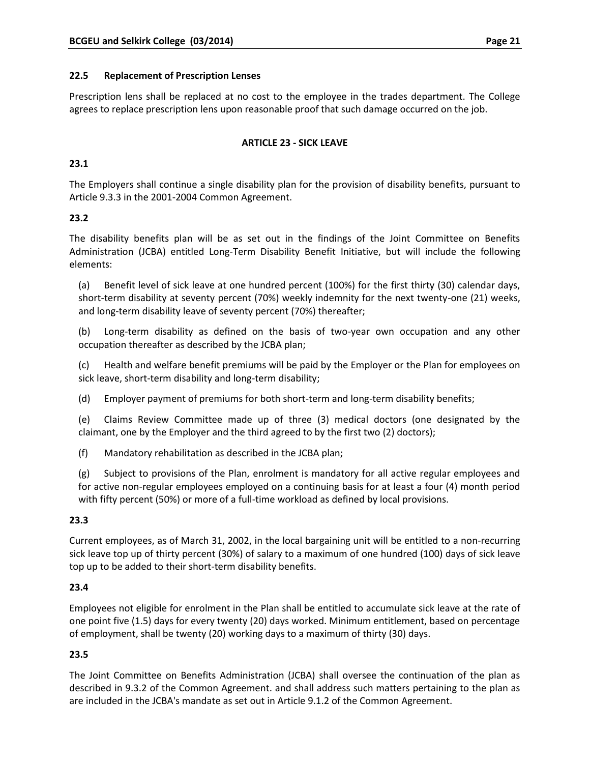### 22.5 Replacement of Prescription Lenses

Prescription lens shall be replaced at no cost to the employee in the trades department. The College agrees to replace prescription lens upon reasonable proof that such damage occurred on the job.

## ARTICLE 23 - SICK LEAVE

### 23.1

The Employers shall continue a single disability plan for the provision of disability benefits, pursuant to Article 9.3.3 in the 2001-2004 Common Agreement.

### 23.2

The disability benefits plan will be as set out in the findings of the Joint Committee on Benefits Administration (JCBA) entitled Long-Term Disability Benefit Initiative, but will include the following elements:

(a) Benefit level of sick leave at one hundred percent (100%) for the first thirty (30) calendar days, short-term disability at seventy percent (70%) weekly indemnity for the next twenty-one (21) weeks, and long-term disability leave of seventy percent (70%) thereafter;

(b) Long-term disability as defined on the basis of two-year own occupation and any other occupation thereafter as described by the JCBA plan;

(c) Health and welfare benefit premiums will be paid by the Employer or the Plan for employees on sick leave, short-term disability and long-term disability;

(d) Employer payment of premiums for both short-term and long-term disability benefits;

(e) Claims Review Committee made up of three (3) medical doctors (one designated by the claimant, one by the Employer and the third agreed to by the first two (2) doctors);

(f) Mandatory rehabilitation as described in the JCBA plan;

(g) Subject to provisions of the Plan, enrolment is mandatory for all active regular employees and for active non-regular employees employed on a continuing basis for at least a four (4) month period with fifty percent (50%) or more of a full-time workload as defined by local provisions.

### 23.3

Current employees, as of March 31, 2002, in the local bargaining unit will be entitled to a non-recurring sick leave top up of thirty percent (30%) of salary to a maximum of one hundred (100) days of sick leave top up to be added to their short-term disability benefits.

### 23.4

Employees not eligible for enrolment in the Plan shall be entitled to accumulate sick leave at the rate of one point five (1.5) days for every twenty (20) days worked. Minimum entitlement, based on percentage of employment, shall be twenty (20) working days to a maximum of thirty (30) days.

### 23.5

The Joint Committee on Benefits Administration (JCBA) shall oversee the continuation of the plan as described in 9.3.2 of the Common Agreement. and shall address such matters pertaining to the plan as are included in the JCBA's mandate as set out in Article 9.1.2 of the Common Agreement.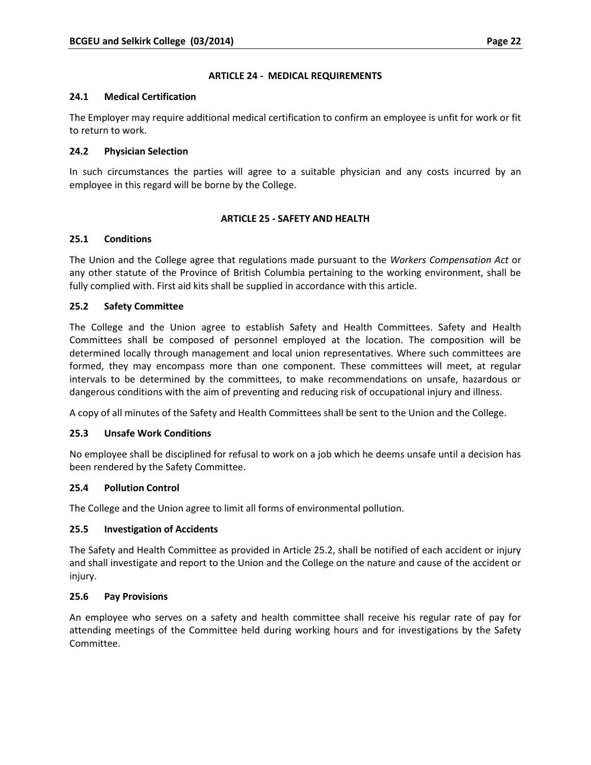## ARTICLE 24 - MEDICAL REQUIREMENTS

### 24.1 Medical Certification

The Employer may require additional medical certification to confirm an employee is unfit for work or fit to return to work.

### 24.2 Physician Selection

In such circumstances the parties will agree to a suitable physician and any costs incurred by an employee in this regard will be borne by the College.

## ARTICLE 25 - SAFETY AND HEALTH

### 25.1 Conditions

The Union and the College agree that regulations made pursuant to the *Workers Compensation Act* or any other statute of the Province of British Columbia pertaining to the working environment, shall be fully complied with. First aid kits shall be supplied in accordance with this article.

### 25.2 Safety Committee

The College and the Union agree to establish Safety and Health Committees. Safety and Health Committees shall be composed of personnel employed at the location. The composition will be determined locally through management and local union representatives. Where such committees are formed, they may encompass more than one component. These committees will meet, at regular intervals to be determined by the committees, to make recommendations on unsafe, hazardous or dangerous conditions with the aim of preventing and reducing risk of occupational injury and illness.

A copy of all minutes of the Safety and Health Committees shall be sent to the Union and the College.

### 25.3 Unsafe Work Conditions

No employee shall be disciplined for refusal to work on a job which he deems unsafe until a decision has been rendered by the Safety Committee.

### 25.4 Pollution Control

The College and the Union agree to limit all forms of environmental pollution.

### 25.5 Investigation of Accidents

The Safety and Health Committee as provided in Article 25.2, shall be notified of each accident or injury and shall investigate and report to the Union and the College on the nature and cause of the accident or injury.

### 25.6 Pay Provisions

An employee who serves on a safety and health committee shall receive his regular rate of pay for attending meetings of the Committee held during working hours and for investigations by the Safety Committee.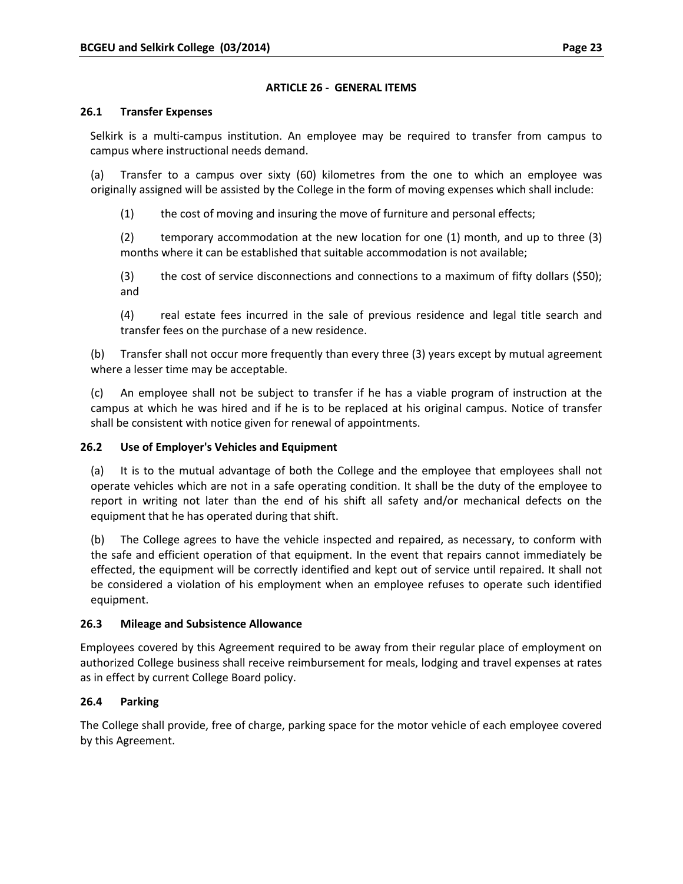## ARTICLE 26 - GENERAL ITEMS

### 26.1 Transfer Expenses

Selkirk is a multi-campus institution. An employee may be required to transfer from campus to campus where instructional needs demand.

(a) Transfer to a campus over sixty (60) kilometres from the one to which an employee was originally assigned will be assisted by the College in the form of moving expenses which shall include:

(1) the cost of moving and insuring the move of furniture and personal effects;

(2) temporary accommodation at the new location for one (1) month, and up to three (3) months where it can be established that suitable accommodation is not available;

(3) the cost of service disconnections and connections to a maximum of fifty dollars ($50); and

(4) real estate fees incurred in the sale of previous residence and legal title search and transfer fees on the purchase of a new residence.

(b) Transfer shall not occur more frequently than every three (3) years except by mutual agreement where a lesser time may be acceptable.

(c) An employee shall not be subject to transfer if he has a viable program of instruction at the campus at which he was hired and if he is to be replaced at his original campus. Notice of transfer shall be consistent with notice given for renewal of appointments.

### 26.2 Use of Employer's Vehicles and Equipment

(a) It is to the mutual advantage of both the College and the employee that employees shall not operate vehicles which are not in a safe operating condition. It shall be the duty of the employee to report in writing not later than the end of his shift all safety and/or mechanical defects on the equipment that he has operated during that shift.

(b) The College agrees to have the vehicle inspected and repaired, as necessary, to conform with the safe and efficient operation of that equipment. In the event that repairs cannot immediately be effected, the equipment will be correctly identified and kept out of service until repaired. It shall not be considered a violation of his employment when an employee refuses to operate such identified equipment.

### 26.3 Mileage and Subsistence Allowance

Employees covered by this Agreement required to be away from their regular place of employment on authorized College business shall receive reimbursement for meals, lodging and travel expenses at rates as in effect by current College Board policy.

### 26.4 Parking

The College shall provide, free of charge, parking space for the motor vehicle of each employee covered by this Agreement.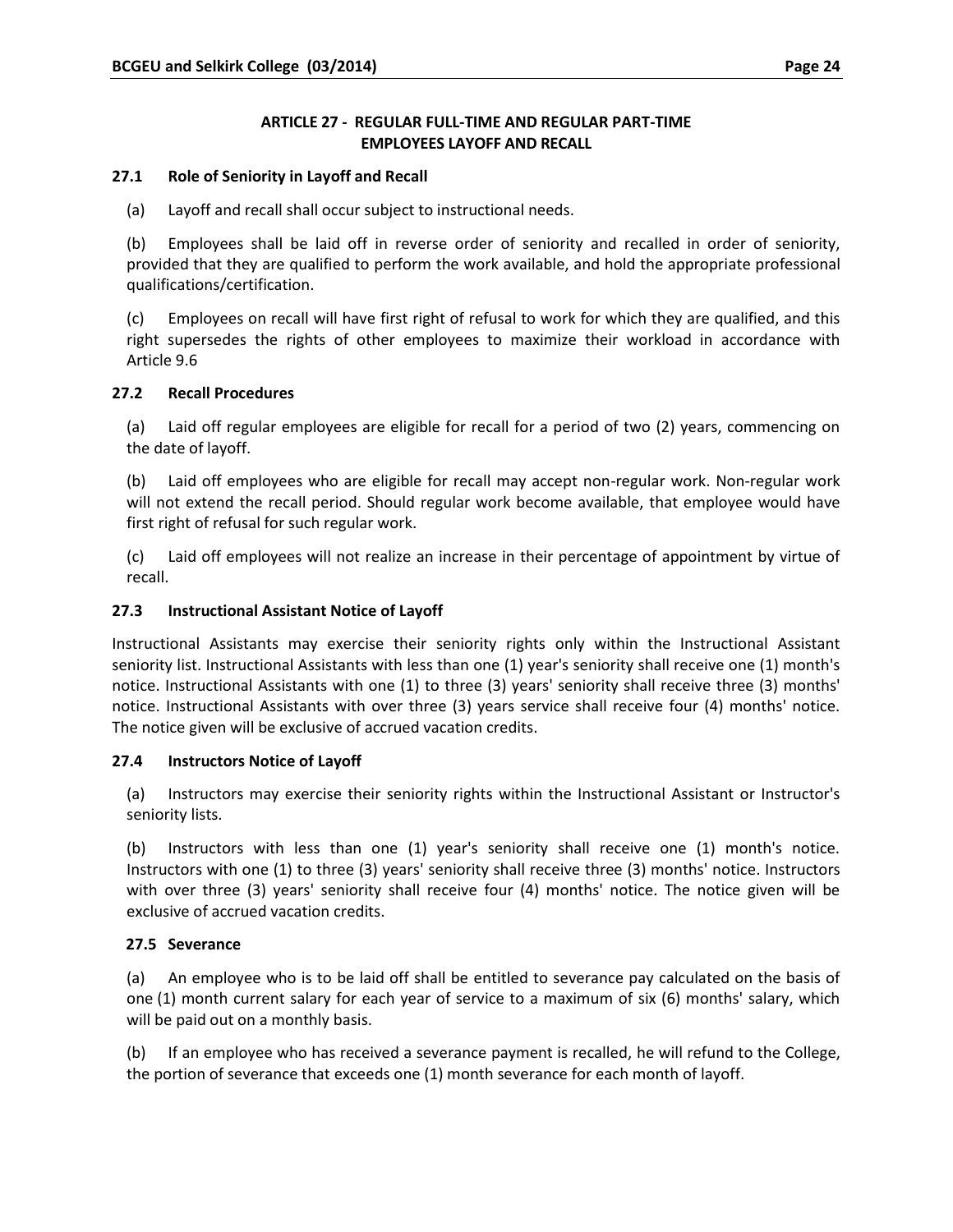## ARTICLE 27 - REGULAR FULL-TIME AND REGULAR PART-TIME EMPLOYEES LAYOFF AND RECALL

### 27.1 Role of Seniority in Layoff and Recall

(a) Layoff and recall shall occur subject to instructional needs.

(b) Employees shall be laid off in reverse order of seniority and recalled in order of seniority, provided that they are qualified to perform the work available, and hold the appropriate professional qualifications/certification.

(c) Employees on recall will have first right of refusal to work for which they are qualified, and this right supersedes the rights of other employees to maximize their workload in accordance with Article 9.6

### 27.2 Recall Procedures

(a) Laid off regular employees are eligible for recall for a period of two (2) years, commencing on the date of layoff.

(b) Laid off employees who are eligible for recall may accept non-regular work. Non-regular work will not extend the recall period. Should regular work become available, that employee would have first right of refusal for such regular work.

(c) Laid off employees will not realize an increase in their percentage of appointment by virtue of recall.

### 27.3 Instructional Assistant Notice of Layoff

Instructional Assistants may exercise their seniority rights only within the Instructional Assistant seniority list. Instructional Assistants with less than one (1) year's seniority shall receive one (1) month's notice. Instructional Assistants with one (1) to three (3) years' seniority shall receive three (3) months' notice. Instructional Assistants with over three (3) years service shall receive four (4) months' notice. The notice given will be exclusive of accrued vacation credits.

### 27.4 Instructors Notice of Layoff

(a) Instructors may exercise their seniority rights within the Instructional Assistant or Instructor's seniority lists.

(b) Instructors with less than one (1) year's seniority shall receive one (1) month's notice. Instructors with one (1) to three (3) years' seniority shall receive three (3) months' notice. Instructors with over three (3) years' seniority shall receive four (4) months' notice. The notice given will be exclusive of accrued vacation credits.

### 27.5 Severance

(a) An employee who is to be laid off shall be entitled to severance pay calculated on the basis of one (1) month current salary for each year of service to a maximum of six (6) months' salary, which will be paid out on a monthly basis.

(b) If an employee who has received a severance payment is recalled, he will refund to the College, the portion of severance that exceeds one (1) month severance for each month of layoff.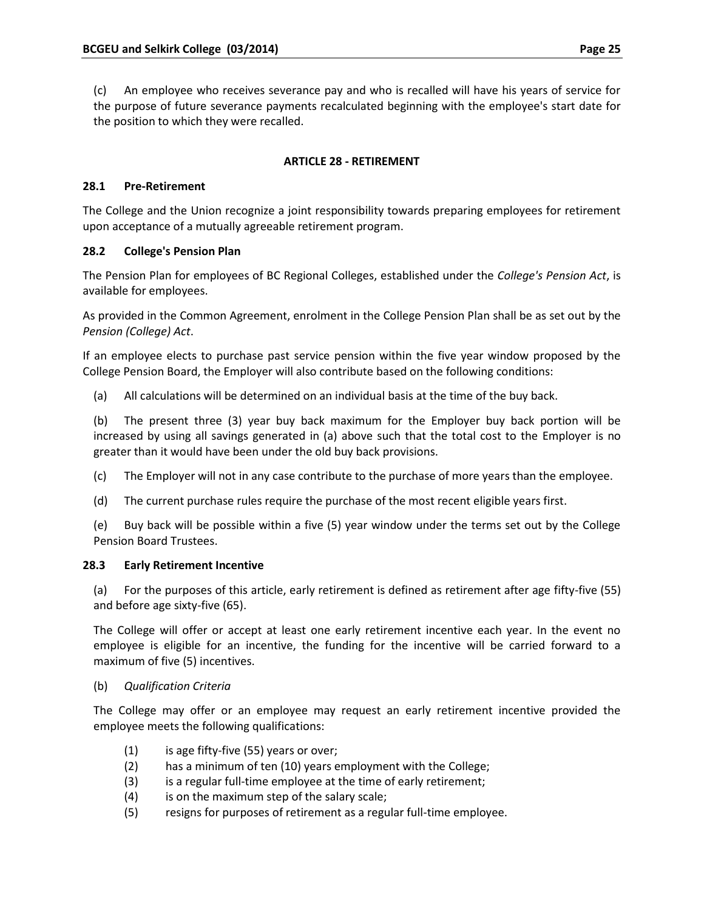(c) An employee who receives severance pay and who is recalled will have his years of service for the purpose of future severance payments recalculated beginning with the employee's start date for the position to which they were recalled.

## ARTICLE 28 - RETIREMENT

### 28.1 Pre-Retirement

The College and the Union recognize a joint responsibility towards preparing employees for retirement upon acceptance of a mutually agreeable retirement program.

### 28.2 College's Pension Plan

The Pension Plan for employees of BC Regional Colleges, established under the *College's Pension Act*, is available for employees.

As provided in the Common Agreement, enrolment in the College Pension Plan shall be as set out by the *Pension (College) Act*.

If an employee elects to purchase past service pension within the five year window proposed by the College Pension Board, the Employer will also contribute based on the following conditions:

(a) All calculations will be determined on an individual basis at the time of the buy back.

(b) The present three (3) year buy back maximum for the Employer buy back portion will be increased by using all savings generated in (a) above such that the total cost to the Employer is no greater than it would have been under the old buy back provisions.

(c) The Employer will not in any case contribute to the purchase of more years than the employee.

(d) The current purchase rules require the purchase of the most recent eligible years first.

(e) Buy back will be possible within a five (5) year window under the terms set out by the College Pension Board Trustees.

### 28.3 Early Retirement Incentive

(a) For the purposes of this article, early retirement is defined as retirement after age fifty-five (55) and before age sixty-five (65).

The College will offer or accept at least one early retirement incentive each year. In the event no employee is eligible for an incentive, the funding for the incentive will be carried forward to a maximum of five (5) incentives.

(b) *Qualification Criteria*

The College may offer or an employee may request an early retirement incentive provided the employee meets the following qualifications:

(1) is age fifty-five (55) years or over;
(2) has a minimum of ten (10) years employment with the College;
(3) is a regular full-time employee at the time of early retirement;
(4) is on the maximum step of the salary scale;
(5) resigns for purposes of retirement as a regular full-time employee.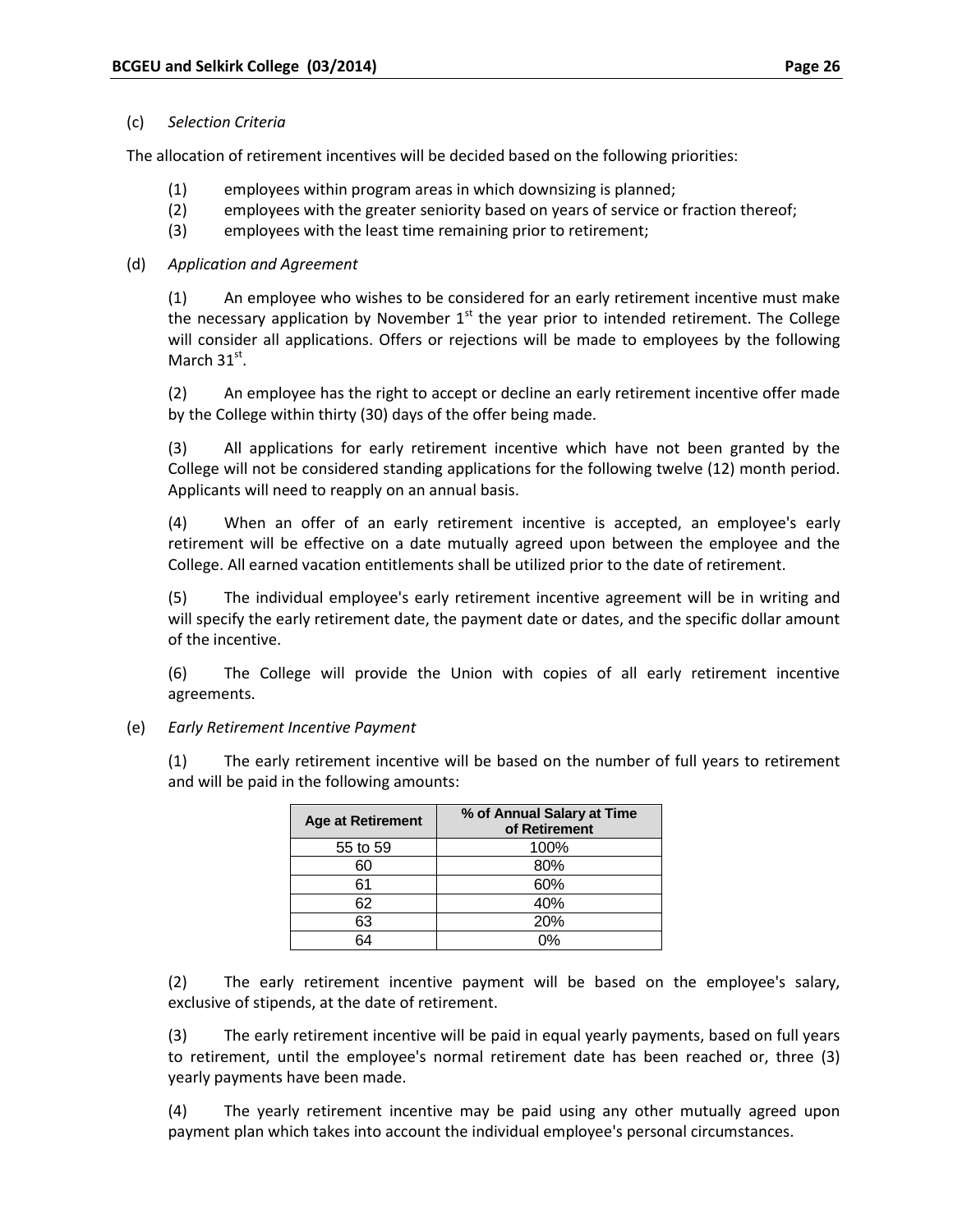(c) *Selection Criteria*

The allocation of retirement incentives will be decided based on the following priorities:

(1) employees within program areas in which downsizing is planned;
(2) employees with the greater seniority based on years of service or fraction thereof;
(3) employees with the least time remaining prior to retirement;

(d) *Application and Agreement*

(1) An employee who wishes to be considered for an early retirement incentive must make the necessary application by November 1st the year prior to intended retirement. The College will consider all applications. Offers or rejections will be made to employees by the following March 31st.

(2) An employee has the right to accept or decline an early retirement incentive offer made by the College within thirty (30) days of the offer being made.

(3) All applications for early retirement incentive which have not been granted by the College will not be considered standing applications for the following twelve (12) month period. Applicants will need to reapply on an annual basis.

(4) When an offer of an early retirement incentive is accepted, an employee's early retirement will be effective on a date mutually agreed upon between the employee and the College. All earned vacation entitlements shall be utilized prior to the date of retirement.

(5) The individual employee's early retirement incentive agreement will be in writing and will specify the early retirement date, the payment date or dates, and the specific dollar amount of the incentive.

(6) The College will provide the Union with copies of all early retirement incentive agreements.

(e) *Early Retirement Incentive Payment*

(1) The early retirement incentive will be based on the number of full years to retirement and will be paid in the following amounts:

| Age at Retirement | % of Annual Salary at Time of Retirement |
|---|---|
| 55 to 59 | 100% |
| 60 | 80% |
| 61 | 60% |
| 62 | 40% |
| 63 | 20% |
| 64 | 0% |

(2) The early retirement incentive payment will be based on the employee's salary, exclusive of stipends, at the date of retirement.

(3) The early retirement incentive will be paid in equal yearly payments, based on full years to retirement, until the employee's normal retirement date has been reached or, three (3) yearly payments have been made.

(4) The yearly retirement incentive may be paid using any other mutually agreed upon payment plan which takes into account the individual employee's personal circumstances.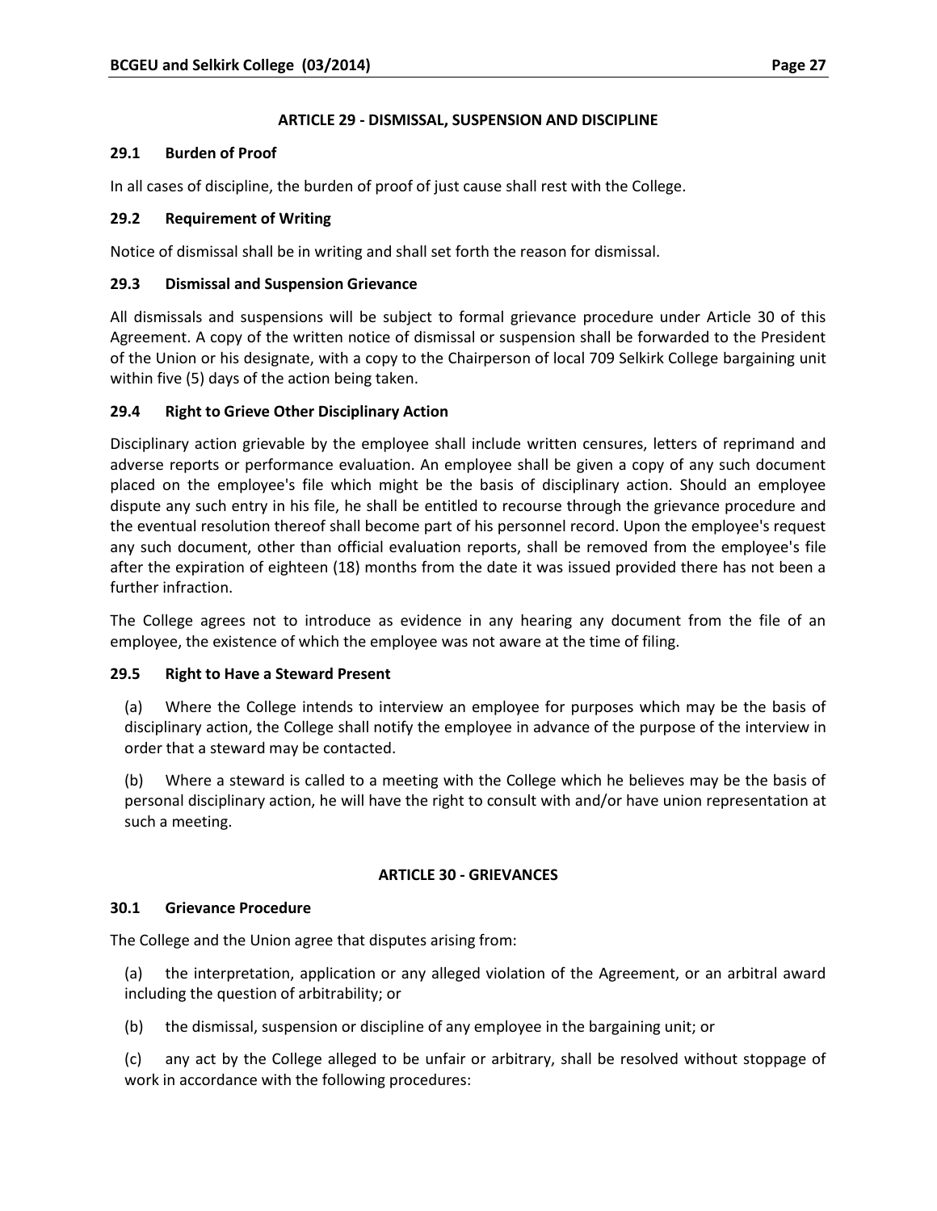## ARTICLE 29 - DISMISSAL, SUSPENSION AND DISCIPLINE

### 29.1 Burden of Proof

In all cases of discipline, the burden of proof of just cause shall rest with the College.

### 29.2 Requirement of Writing

Notice of dismissal shall be in writing and shall set forth the reason for dismissal.

### 29.3 Dismissal and Suspension Grievance

All dismissals and suspensions will be subject to formal grievance procedure under Article 30 of this Agreement. A copy of the written notice of dismissal or suspension shall be forwarded to the President of the Union or his designate, with a copy to the Chairperson of local 709 Selkirk College bargaining unit within five (5) days of the action being taken.

### 29.4 Right to Grieve Other Disciplinary Action

Disciplinary action grievable by the employee shall include written censures, letters of reprimand and adverse reports or performance evaluation. An employee shall be given a copy of any such document placed on the employee's file which might be the basis of disciplinary action. Should an employee dispute any such entry in his file, he shall be entitled to recourse through the grievance procedure and the eventual resolution thereof shall become part of his personnel record. Upon the employee's request any such document, other than official evaluation reports, shall be removed from the employee's file after the expiration of eighteen (18) months from the date it was issued provided there has not been a further infraction.

The College agrees not to introduce as evidence in any hearing any document from the file of an employee, the existence of which the employee was not aware at the time of filing.

### 29.5 Right to Have a Steward Present

(a) Where the College intends to interview an employee for purposes which may be the basis of disciplinary action, the College shall notify the employee in advance of the purpose of the interview in order that a steward may be contacted.

(b) Where a steward is called to a meeting with the College which he believes may be the basis of personal disciplinary action, he will have the right to consult with and/or have union representation at such a meeting.

## ARTICLE 30 - GRIEVANCES

### 30.1 Grievance Procedure

The College and the Union agree that disputes arising from:

(a) the interpretation, application or any alleged violation of the Agreement, or an arbitral award including the question of arbitrability; or

(b) the dismissal, suspension or discipline of any employee in the bargaining unit; or

(c) any act by the College alleged to be unfair or arbitrary, shall be resolved without stoppage of work in accordance with the following procedures: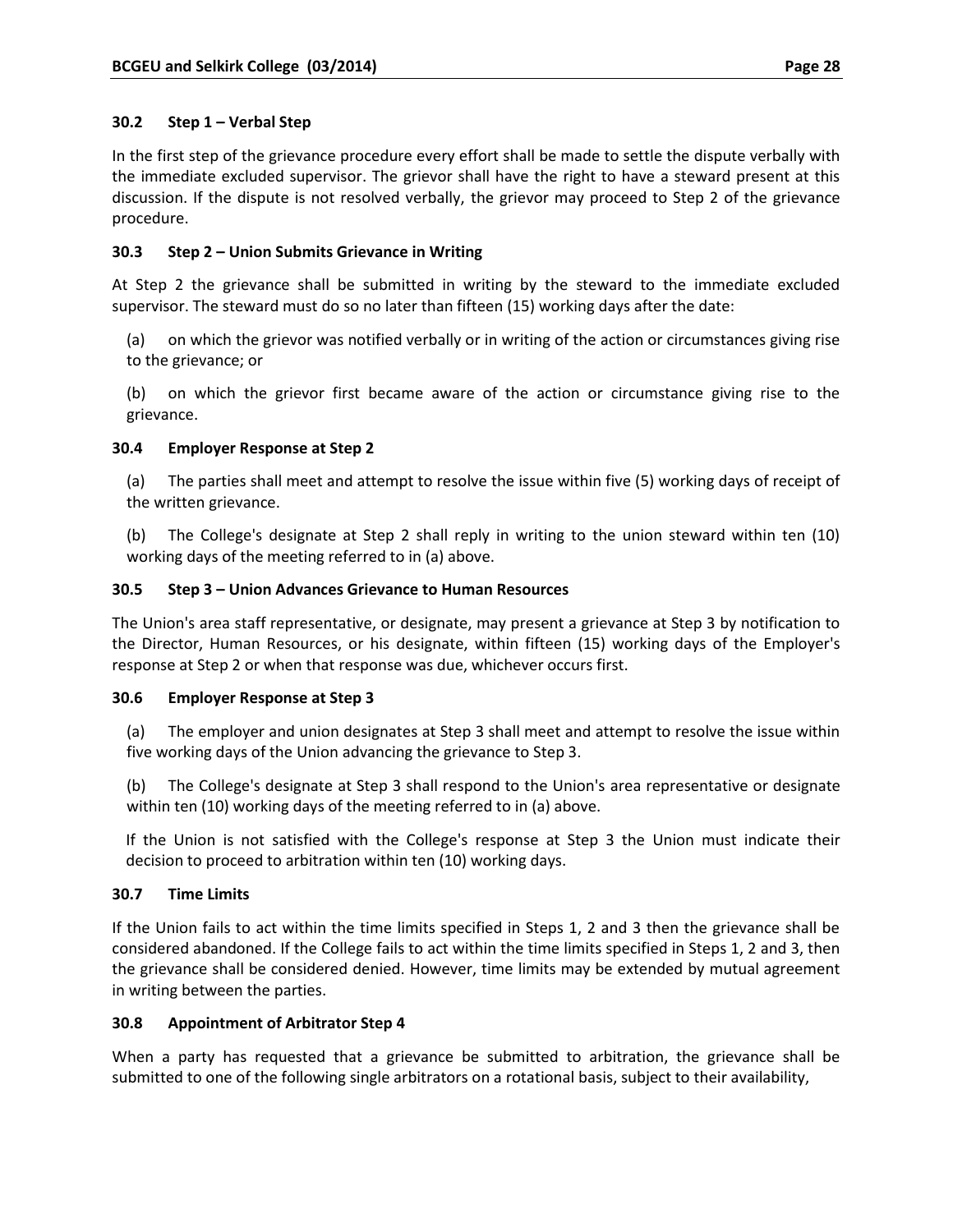### 30.2 Step 1 – Verbal Step

In the first step of the grievance procedure every effort shall be made to settle the dispute verbally with the immediate excluded supervisor. The grievor shall have the right to have a steward present at this discussion. If the dispute is not resolved verbally, the grievor may proceed to Step 2 of the grievance procedure.

### 30.3 Step 2 – Union Submits Grievance in Writing

At Step 2 the grievance shall be submitted in writing by the steward to the immediate excluded supervisor. The steward must do so no later than fifteen (15) working days after the date:

(a) on which the grievor was notified verbally or in writing of the action or circumstances giving rise to the grievance; or

(b) on which the grievor first became aware of the action or circumstance giving rise to the grievance.

### 30.4 Employer Response at Step 2

(a) The parties shall meet and attempt to resolve the issue within five (5) working days of receipt of the written grievance.

(b) The College's designate at Step 2 shall reply in writing to the union steward within ten (10) working days of the meeting referred to in (a) above.

### 30.5 Step 3 – Union Advances Grievance to Human Resources

The Union's area staff representative, or designate, may present a grievance at Step 3 by notification to the Director, Human Resources, or his designate, within fifteen (15) working days of the Employer's response at Step 2 or when that response was due, whichever occurs first.

### 30.6 Employer Response at Step 3

(a) The employer and union designates at Step 3 shall meet and attempt to resolve the issue within five working days of the Union advancing the grievance to Step 3.

(b) The College's designate at Step 3 shall respond to the Union's area representative or designate within ten (10) working days of the meeting referred to in (a) above.

If the Union is not satisfied with the College's response at Step 3 the Union must indicate their decision to proceed to arbitration within ten (10) working days.

### 30.7 Time Limits

If the Union fails to act within the time limits specified in Steps 1, 2 and 3 then the grievance shall be considered abandoned. If the College fails to act within the time limits specified in Steps 1, 2 and 3, then the grievance shall be considered denied. However, time limits may be extended by mutual agreement in writing between the parties.

### 30.8 Appointment of Arbitrator Step 4

When a party has requested that a grievance be submitted to arbitration, the grievance shall be submitted to one of the following single arbitrators on a rotational basis, subject to their availability,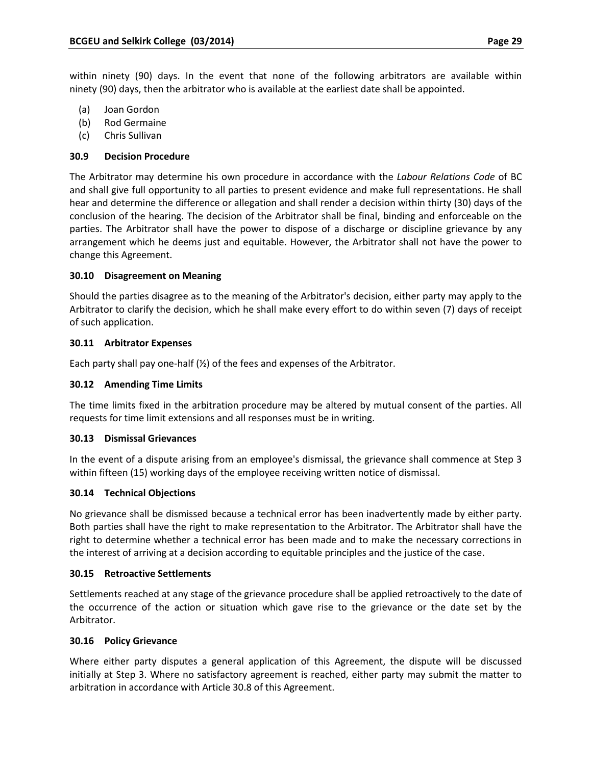within ninety (90) days. In the event that none of the following arbitrators are available within ninety (90) days, then the arbitrator who is available at the earliest date shall be appointed.

(a) Joan Gordon
(b) Rod Germaine
(c) Chris Sullivan

### 30.9 Decision Procedure

The Arbitrator may determine his own procedure in accordance with the *Labour Relations Code* of BC and shall give full opportunity to all parties to present evidence and make full representations. He shall hear and determine the difference or allegation and shall render a decision within thirty (30) days of the conclusion of the hearing. The decision of the Arbitrator shall be final, binding and enforceable on the parties. The Arbitrator shall have the power to dispose of a discharge or discipline grievance by any arrangement which he deems just and equitable. However, the Arbitrator shall not have the power to change this Agreement.

### 30.10 Disagreement on Meaning

Should the parties disagree as to the meaning of the Arbitrator's decision, either party may apply to the Arbitrator to clarify the decision, which he shall make every effort to do within seven (7) days of receipt of such application.

### 30.11 Arbitrator Expenses

Each party shall pay one-half (½) of the fees and expenses of the Arbitrator.

### 30.12 Amending Time Limits

The time limits fixed in the arbitration procedure may be altered by mutual consent of the parties. All requests for time limit extensions and all responses must be in writing.

### 30.13 Dismissal Grievances

In the event of a dispute arising from an employee's dismissal, the grievance shall commence at Step 3 within fifteen (15) working days of the employee receiving written notice of dismissal.

### 30.14 Technical Objections

No grievance shall be dismissed because a technical error has been inadvertently made by either party. Both parties shall have the right to make representation to the Arbitrator. The Arbitrator shall have the right to determine whether a technical error has been made and to make the necessary corrections in the interest of arriving at a decision according to equitable principles and the justice of the case.

### 30.15 Retroactive Settlements

Settlements reached at any stage of the grievance procedure shall be applied retroactively to the date of the occurrence of the action or situation which gave rise to the grievance or the date set by the Arbitrator.

### 30.16 Policy Grievance

Where either party disputes a general application of this Agreement, the dispute will be discussed initially at Step 3. Where no satisfactory agreement is reached, either party may submit the matter to arbitration in accordance with Article 30.8 of this Agreement.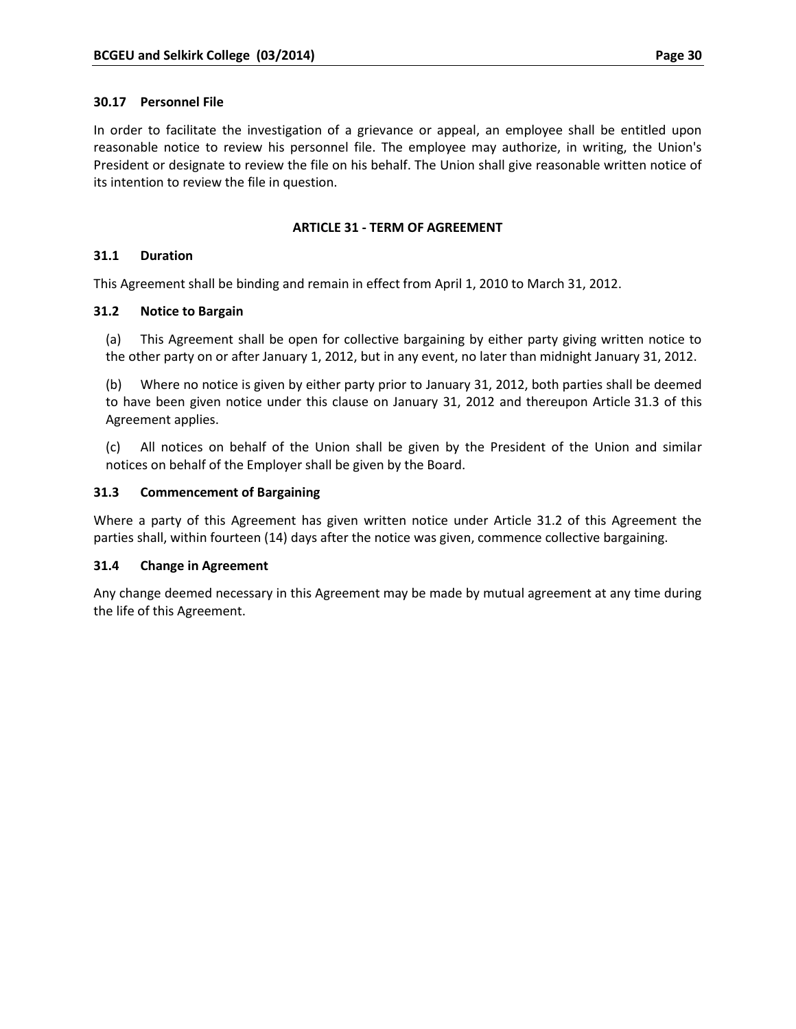### 30.17 Personnel File

In order to facilitate the investigation of a grievance or appeal, an employee shall be entitled upon reasonable notice to review his personnel file. The employee may authorize, in writing, the Union's President or designate to review the file on his behalf. The Union shall give reasonable written notice of its intention to review the file in question.

## ARTICLE 31 - TERM OF AGREEMENT

### 31.1 Duration

This Agreement shall be binding and remain in effect from April 1, 2010 to March 31, 2012.

### 31.2 Notice to Bargain

(a) This Agreement shall be open for collective bargaining by either party giving written notice to the other party on or after January 1, 2012, but in any event, no later than midnight January 31, 2012.

(b) Where no notice is given by either party prior to January 31, 2012, both parties shall be deemed to have been given notice under this clause on January 31, 2012 and thereupon Article 31.3 of this Agreement applies.

(c) All notices on behalf of the Union shall be given by the President of the Union and similar notices on behalf of the Employer shall be given by the Board.

### 31.3 Commencement of Bargaining

Where a party of this Agreement has given written notice under Article 31.2 of this Agreement the parties shall, within fourteen (14) days after the notice was given, commence collective bargaining.

### 31.4 Change in Agreement

Any change deemed necessary in this Agreement may be made by mutual agreement at any time during the life of this Agreement.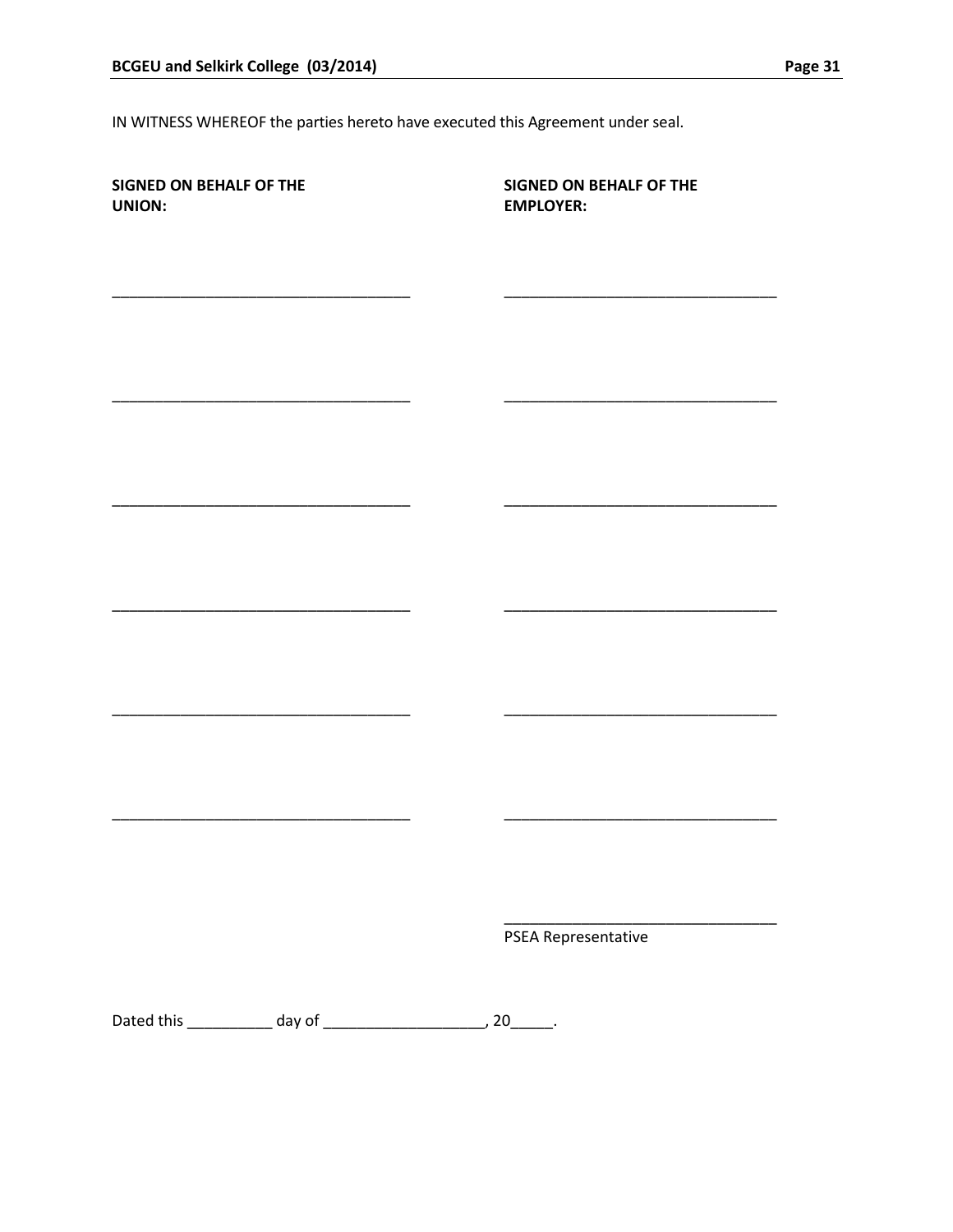IN WITNESS WHEREOF the parties hereto have executed this Agreement under seal.

| **SIGNED ON BEHALF OF THE UNION:** | **SIGNED ON BEHALF OF THE EMPLOYER:** |
|---|---|
| ___________________________________ | ________________________________ |
| ___________________________________ | ________________________________ |
| ___________________________________ | ________________________________ |
| ___________________________________ | ________________________________ |
| ___________________________________ | ________________________________ |
| ___________________________________ | ________________________________ |
| | ________________________________<br>PSEA Representative |

Dated this __________ day of ___________________, 20_____.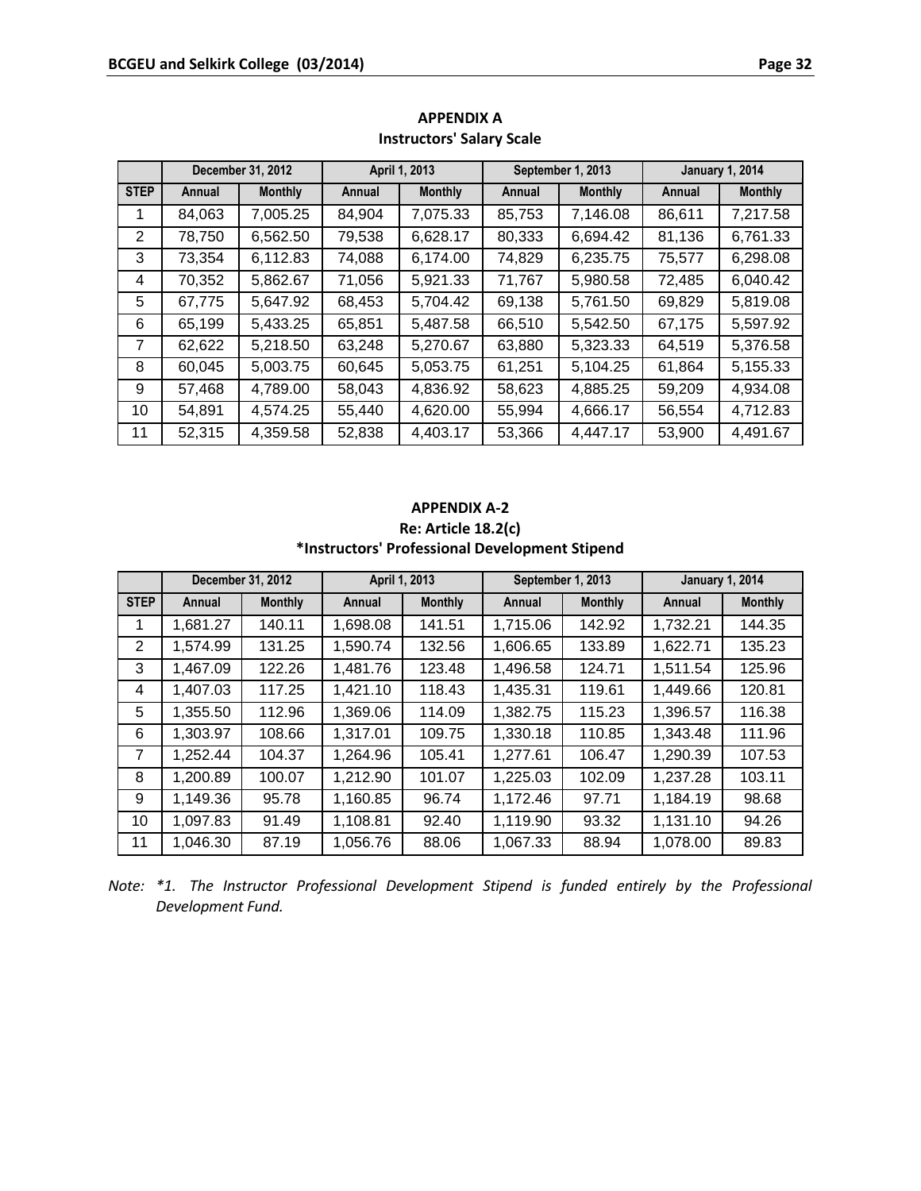## APPENDIX A
### Instructors' Salary Scale

| | December 31, 2012 | | April 1, 2013 | | September 1, 2013 | | January 1, 2014 | |
|---|---|---|---|---|---|---|---|---|
| STEP | Annual | Monthly | Annual | Monthly | Annual | Monthly | Annual | Monthly |
| 1 | 84,063 | 7,005.25 | 84,904 | 7,075.33 | 85,753 | 7,146.08 | 86,611 | 7,217.58 |
| 2 | 78,750 | 6,562.50 | 79,538 | 6,628.17 | 80,333 | 6,694.42 | 81,136 | 6,761.33 |
| 3 | 73,354 | 6,112.83 | 74,088 | 6,174.00 | 74,829 | 6,235.75 | 75,577 | 6,298.08 |
| 4 | 70,352 | 5,862.67 | 71,056 | 5,921.33 | 71,767 | 5,980.58 | 72,485 | 6,040.42 |
| 5 | 67,775 | 5,647.92 | 68,453 | 5,704.42 | 69,138 | 5,761.50 | 69,829 | 5,819.08 |
| 6 | 65,199 | 5,433.25 | 65,851 | 5,487.58 | 66,510 | 5,542.50 | 67,175 | 5,597.92 |
| 7 | 62,622 | 5,218.50 | 63,248 | 5,270.67 | 63,880 | 5,323.33 | 64,519 | 5,376.58 |
| 8 | 60,045 | 5,003.75 | 60,645 | 5,053.75 | 61,251 | 5,104.25 | 61,864 | 5,155.33 |
| 9 | 57,468 | 4,789.00 | 58,043 | 4,836.92 | 58,623 | 4,885.25 | 59,209 | 4,934.08 |
| 10 | 54,891 | 4,574.25 | 55,440 | 4,620.00 | 55,994 | 4,666.17 | 56,554 | 4,712.83 |
| 11 | 52,315 | 4,359.58 | 52,838 | 4,403.17 | 53,366 | 4,447.17 | 53,900 | 4,491.67 |

## APPENDIX A-2
### Re: Article 18.2(c)
### *Instructors' Professional Development Stipend

| | December 31, 2012 | | April 1, 2013 | | September 1, 2013 | | January 1, 2014 | |
|---|---|---|---|---|---|---|---|---|
| STEP | Annual | Monthly | Annual | Monthly | Annual | Monthly | Annual | Monthly |
| 1 | 1,681.27 | 140.11 | 1,698.08 | 141.51 | 1,715.06 | 142.92 | 1,732.21 | 144.35 |
| 2 | 1,574.99 | 131.25 | 1,590.74 | 132.56 | 1,606.65 | 133.89 | 1,622.71 | 135.23 |
| 3 | 1,467.09 | 122.26 | 1,481.76 | 123.48 | 1,496.58 | 124.71 | 1,511.54 | 125.96 |
| 4 | 1,407.03 | 117.25 | 1,421.10 | 118.43 | 1,435.31 | 119.61 | 1,449.66 | 120.81 |
| 5 | 1,355.50 | 112.96 | 1,369.06 | 114.09 | 1,382.75 | 115.23 | 1,396.57 | 116.38 |
| 6 | 1,303.97 | 108.66 | 1,317.01 | 109.75 | 1,330.18 | 110.85 | 1,343.48 | 111.96 |
| 7 | 1,252.44 | 104.37 | 1,264.96 | 105.41 | 1,277.61 | 106.47 | 1,290.39 | 107.53 |
| 8 | 1,200.89 | 100.07 | 1,212.90 | 101.07 | 1,225.03 | 102.09 | 1,237.28 | 103.11 |
| 9 | 1,149.36 | 95.78 | 1,160.85 | 96.74 | 1,172.46 | 97.71 | 1,184.19 | 98.68 |
| 10 | 1,097.83 | 91.49 | 1,108.81 | 92.40 | 1,119.90 | 93.32 | 1,131.10 | 94.26 |
| 11 | 1,046.30 | 87.19 | 1,056.76 | 88.06 | 1,067.33 | 88.94 | 1,078.00 | 89.83 |

*Note: *1. The Instructor Professional Development Stipend is funded entirely by the Professional Development Fund.*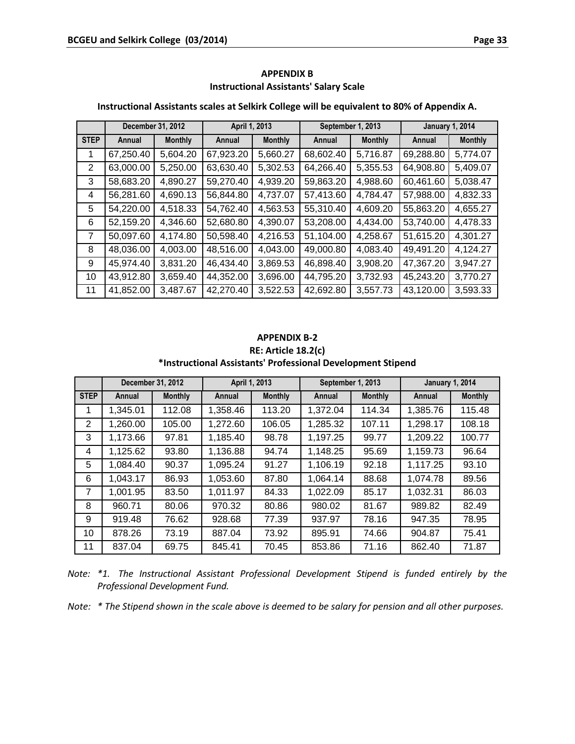## APPENDIX B
### Instructional Assistants' Salary Scale

**Instructional Assistants scales at Selkirk College will be equivalent to 80% of Appendix A.**

| | December 31, 2012 | | April 1, 2013 | | September 1, 2013 | | January 1, 2014 | |
|---|---|---|---|---|---|---|---|---|
| **STEP** | **Annual** | **Monthly** | **Annual** | **Monthly** | **Annual** | **Monthly** | **Annual** | **Monthly** |
| 1 | 67,250.40 | 5,604.20 | 67,923.20 | 5,660.27 | 68,602.40 | 5,716.87 | 69,288.80 | 5,774.07 |
| 2 | 63,000.00 | 5,250.00 | 63,630.40 | 5,302.53 | 64,266.40 | 5,355.53 | 64,908.80 | 5,409.07 |
| 3 | 58,683.20 | 4,890.27 | 59,270.40 | 4,939.20 | 59,863.20 | 4,988.60 | 60,461.60 | 5,038.47 |
| 4 | 56,281.60 | 4,690.13 | 56,844.80 | 4,737.07 | 57,413.60 | 4,784.47 | 57,988.00 | 4,832.33 |
| 5 | 54,220.00 | 4,518.33 | 54,762.40 | 4,563.53 | 55,310.40 | 4,609.20 | 55,863.20 | 4,655.27 |
| 6 | 52,159.20 | 4,346.60 | 52,680.80 | 4,390.07 | 53,208.00 | 4,434.00 | 53,740.00 | 4,478.33 |
| 7 | 50,097.60 | 4,174.80 | 50,598.40 | 4,216.53 | 51,104.00 | 4,258.67 | 51,615.20 | 4,301.27 |
| 8 | 48,036.00 | 4,003.00 | 48,516.00 | 4,043.00 | 49,000.80 | 4,083.40 | 49,491.20 | 4,124.27 |
| 9 | 45,974.40 | 3,831.20 | 46,434.40 | 3,869.53 | 46,898.40 | 3,908.20 | 47,367.20 | 3,947.27 |
| 10 | 43,912.80 | 3,659.40 | 44,352.00 | 3,696.00 | 44,795.20 | 3,732.93 | 45,243.20 | 3,770.27 |
| 11 | 41,852.00 | 3,487.67 | 42,270.40 | 3,522.53 | 42,692.80 | 3,557.73 | 43,120.00 | 3,593.33 |

## APPENDIX B-2
### RE: Article 18.2(c)
### *Instructional Assistants' Professional Development Stipend

| | December 31, 2012 | | April 1, 2013 | | September 1, 2013 | | January 1, 2014 | |
|---|---|---|---|---|---|---|---|---|
| **STEP** | **Annual** | **Monthly** | **Annual** | **Monthly** | **Annual** | **Monthly** | **Annual** | **Monthly** |
| 1 | 1,345.01 | 112.08 | 1,358.46 | 113.20 | 1,372.04 | 114.34 | 1,385.76 | 115.48 |
| 2 | 1,260.00 | 105.00 | 1,272.60 | 106.05 | 1,285.32 | 107.11 | 1,298.17 | 108.18 |
| 3 | 1,173.66 | 97.81 | 1,185.40 | 98.78 | 1,197.25 | 99.77 | 1,209.22 | 100.77 |
| 4 | 1,125.62 | 93.80 | 1,136.88 | 94.74 | 1,148.25 | 95.69 | 1,159.73 | 96.64 |
| 5 | 1,084.40 | 90.37 | 1,095.24 | 91.27 | 1,106.19 | 92.18 | 1,117.25 | 93.10 |
| 6 | 1,043.17 | 86.93 | 1,053.60 | 87.80 | 1,064.14 | 88.68 | 1,074.78 | 89.56 |
| 7 | 1,001.95 | 83.50 | 1,011.97 | 84.33 | 1,022.09 | 85.17 | 1,032.31 | 86.03 |
| 8 | 960.71 | 80.06 | 970.32 | 80.86 | 980.02 | 81.67 | 989.82 | 82.49 |
| 9 | 919.48 | 76.62 | 928.68 | 77.39 | 937.97 | 78.16 | 947.35 | 78.95 |
| 10 | 878.26 | 73.19 | 887.04 | 73.92 | 895.91 | 74.66 | 904.87 | 75.41 |
| 11 | 837.04 | 69.75 | 845.41 | 70.45 | 853.86 | 71.16 | 862.40 | 71.87 |

*Note: *1. The Instructional Assistant Professional Development Stipend is funded entirely by the Professional Development Fund.*

*Note: * The Stipend shown in the scale above is deemed to be salary for pension and all other purposes.*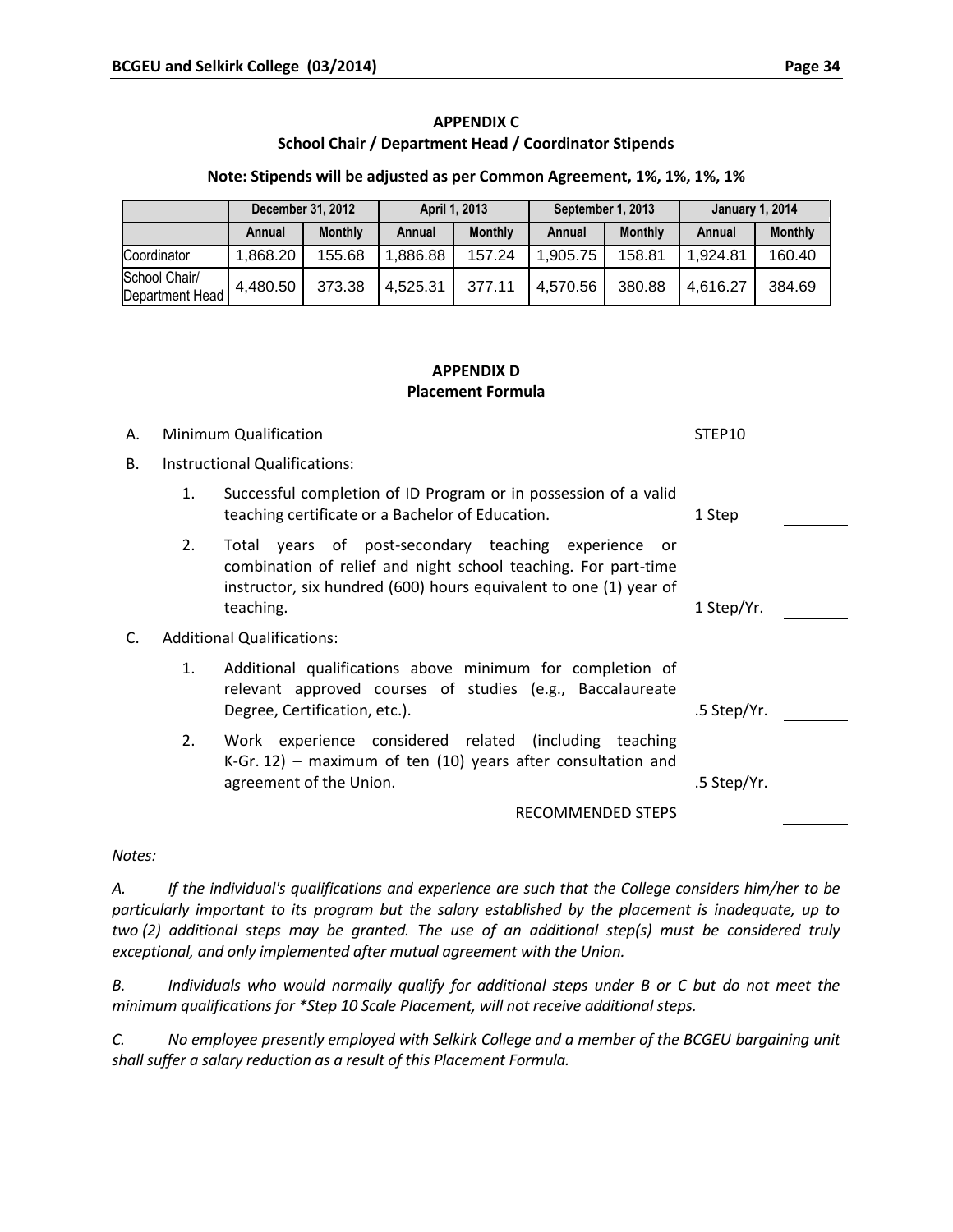## APPENDIX C
### School Chair / Department Head / Coordinator Stipends

**Note: Stipends will be adjusted as per Common Agreement, 1%, 1%, 1%, 1%**

| | December 31, 2012 | | April 1, 2013 | | September 1, 2013 | | January 1, 2014 | |
|---|---|---|---|---|---|---|---|---|
| | Annual | Monthly | Annual | Monthly | Annual | Monthly | Annual | Monthly |
| Coordinator | 1,868.20 | 155.68 | 1,886.88 | 157.24 | 1,905.75 | 158.81 | 1,924.81 | 160.40 |
| School Chair/ Department Head | 4,480.50 | 373.38 | 4,525.31 | 377.11 | 4,570.56 | 380.88 | 4,616.27 | 384.69 |

## APPENDIX D
### Placement Formula

A. Minimum Qualification — STEP10

B. Instructional Qualifications:

1. Successful completion of ID Program or in possession of a valid teaching certificate or a Bachelor of Education. — 1 Step ________

2. Total years of post-secondary teaching experience or combination of relief and night school teaching. For part-time instructor, six hundred (600) hours equivalent to one (1) year of teaching. — 1 Step/Yr. ________

C. Additional Qualifications:

1. Additional qualifications above minimum for completion of relevant approved courses of studies (e.g., Baccalaureate Degree, Certification, etc.). — .5 Step/Yr. ________

2. Work experience considered related (including teaching K-Gr. 12) – maximum of ten (10) years after consultation and agreement of the Union. — .5 Step/Yr. ________

RECOMMENDED STEPS ________

*Notes:*

*A. If the individual's qualifications and experience are such that the College considers him/her to be particularly important to its program but the salary established by the placement is inadequate, up to two (2) additional steps may be granted. The use of an additional step(s) must be considered truly exceptional, and only implemented after mutual agreement with the Union.*

*B. Individuals who would normally qualify for additional steps under B or C but do not meet the minimum qualifications for *Step 10 Scale Placement, will not receive additional steps.*

*C. No employee presently employed with Selkirk College and a member of the BCGEU bargaining unit shall suffer a salary reduction as a result of this Placement Formula.*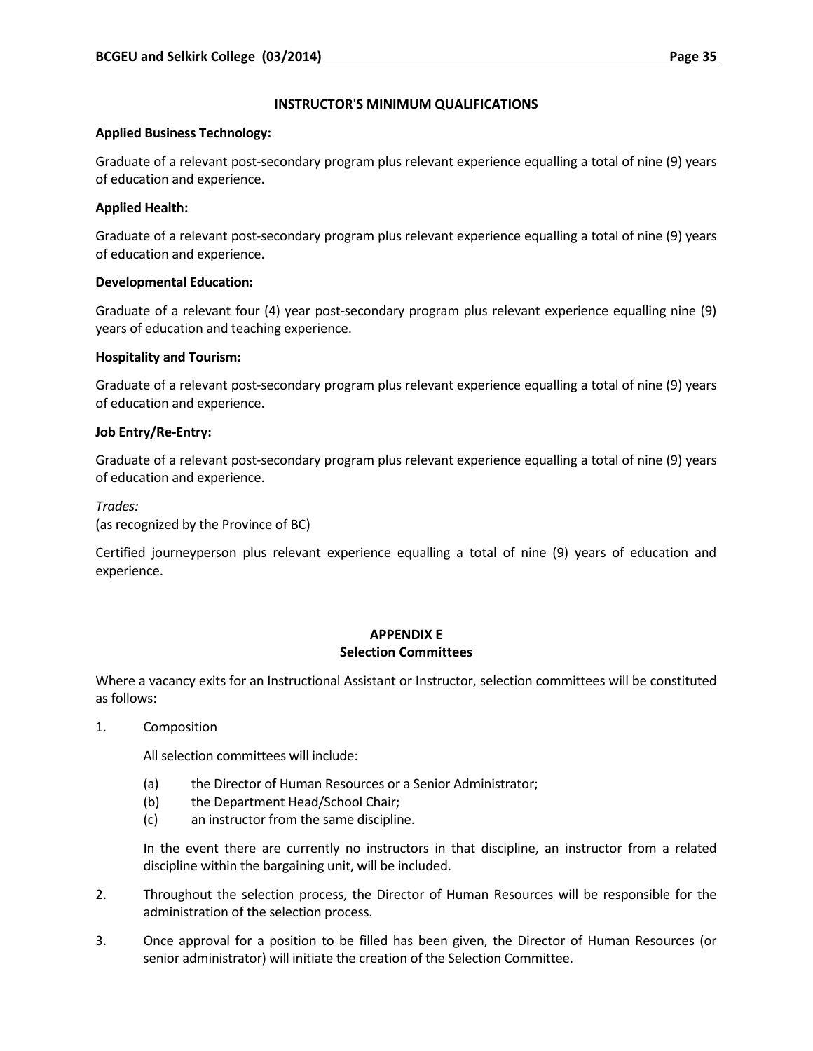## INSTRUCTOR'S MINIMUM QUALIFICATIONS

**Applied Business Technology:**

Graduate of a relevant post-secondary program plus relevant experience equalling a total of nine (9) years of education and experience.

**Applied Health:**

Graduate of a relevant post-secondary program plus relevant experience equalling a total of nine (9) years of education and experience.

**Developmental Education:**

Graduate of a relevant four (4) year post-secondary program plus relevant experience equalling nine (9) years of education and teaching experience.

**Hospitality and Tourism:**

Graduate of a relevant post-secondary program plus relevant experience equalling a total of nine (9) years of education and experience.

**Job Entry/Re-Entry:**

Graduate of a relevant post-secondary program plus relevant experience equalling a total of nine (9) years of education and experience.

*Trades:*
(as recognized by the Province of BC)

Certified journeyperson plus relevant experience equalling a total of nine (9) years of education and experience.

## APPENDIX E
## Selection Committees

Where a vacancy exits for an Instructional Assistant or Instructor, selection committees will be constituted as follows:

1. Composition

   All selection committees will include:

   (a) the Director of Human Resources or a Senior Administrator;
   (b) the Department Head/School Chair;
   (c) an instructor from the same discipline.

   In the event there are currently no instructors in that discipline, an instructor from a related discipline within the bargaining unit, will be included.

2. Throughout the selection process, the Director of Human Resources will be responsible for the administration of the selection process.

3. Once approval for a position to be filled has been given, the Director of Human Resources (or senior administrator) will initiate the creation of the Selection Committee.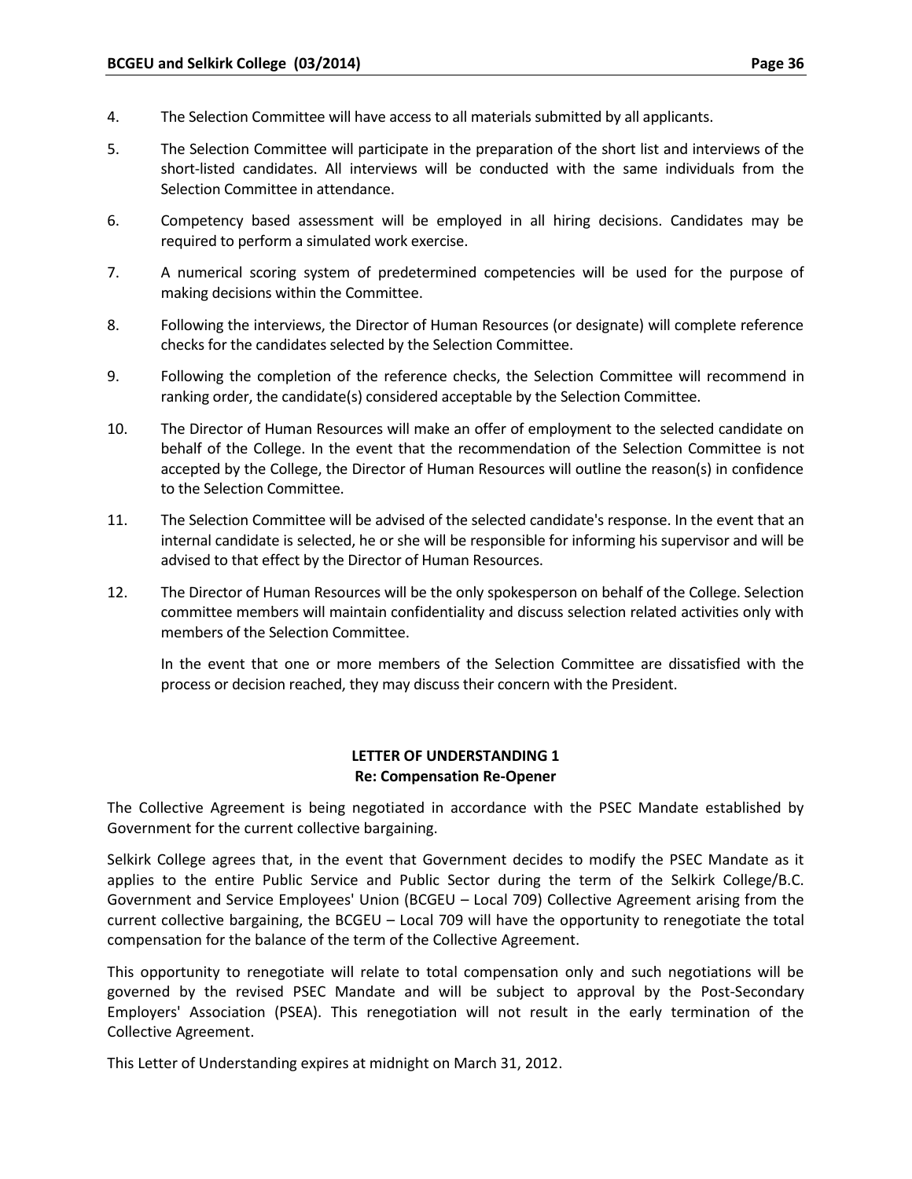4. The Selection Committee will have access to all materials submitted by all applicants.

5. The Selection Committee will participate in the preparation of the short list and interviews of the short-listed candidates. All interviews will be conducted with the same individuals from the Selection Committee in attendance.

6. Competency based assessment will be employed in all hiring decisions. Candidates may be required to perform a simulated work exercise.

7. A numerical scoring system of predetermined competencies will be used for the purpose of making decisions within the Committee.

8. Following the interviews, the Director of Human Resources (or designate) will complete reference checks for the candidates selected by the Selection Committee.

9. Following the completion of the reference checks, the Selection Committee will recommend in ranking order, the candidate(s) considered acceptable by the Selection Committee.

10. The Director of Human Resources will make an offer of employment to the selected candidate on behalf of the College. In the event that the recommendation of the Selection Committee is not accepted by the College, the Director of Human Resources will outline the reason(s) in confidence to the Selection Committee.

11. The Selection Committee will be advised of the selected candidate's response. In the event that an internal candidate is selected, he or she will be responsible for informing his supervisor and will be advised to that effect by the Director of Human Resources.

12. The Director of Human Resources will be the only spokesperson on behalf of the College. Selection committee members will maintain confidentiality and discuss selection related activities only with members of the Selection Committee.

    In the event that one or more members of the Selection Committee are dissatisfied with the process or decision reached, they may discuss their concern with the President.

## LETTER OF UNDERSTANDING 1
### Re: Compensation Re-Opener

The Collective Agreement is being negotiated in accordance with the PSEC Mandate established by Government for the current collective bargaining.

Selkirk College agrees that, in the event that Government decides to modify the PSEC Mandate as it applies to the entire Public Service and Public Sector during the term of the Selkirk College/B.C. Government and Service Employees' Union (BCGEU – Local 709) Collective Agreement arising from the current collective bargaining, the BCGEU – Local 709 will have the opportunity to renegotiate the total compensation for the balance of the term of the Collective Agreement.

This opportunity to renegotiate will relate to total compensation only and such negotiations will be governed by the revised PSEC Mandate and will be subject to approval by the Post-Secondary Employers' Association (PSEA). This renegotiation will not result in the early termination of the Collective Agreement.

This Letter of Understanding expires at midnight on March 31, 2012.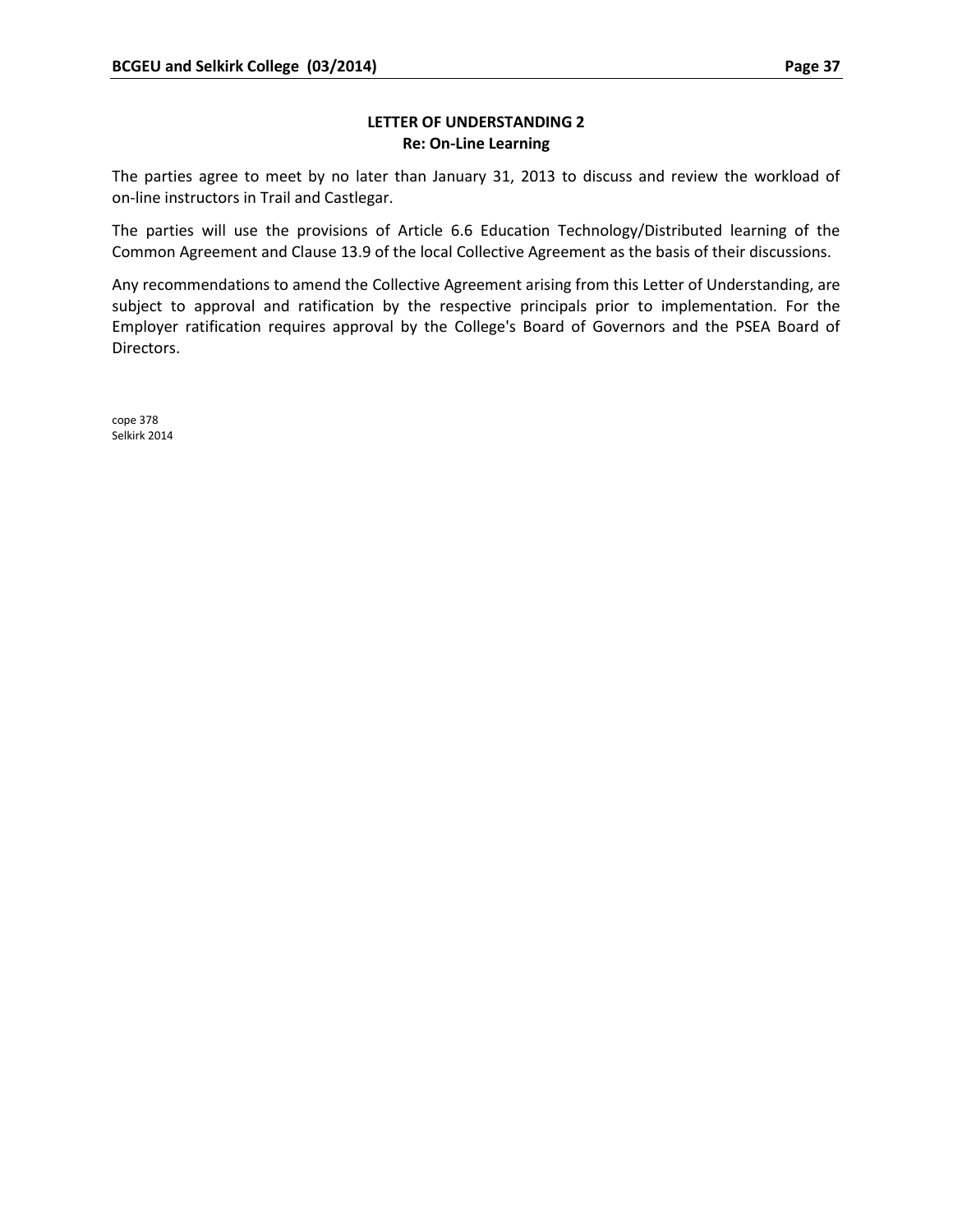## LETTER OF UNDERSTANDING 2
### Re: On-Line Learning

The parties agree to meet by no later than January 31, 2013 to discuss and review the workload of on-line instructors in Trail and Castlegar.

The parties will use the provisions of Article 6.6 Education Technology/Distributed learning of the Common Agreement and Clause 13.9 of the local Collective Agreement as the basis of their discussions.

Any recommendations to amend the Collective Agreement arising from this Letter of Understanding, are subject to approval and ratification by the respective principals prior to implementation. For the Employer ratification requires approval by the College's Board of Governors and the PSEA Board of Directors.

cope 378
Selkirk 2014